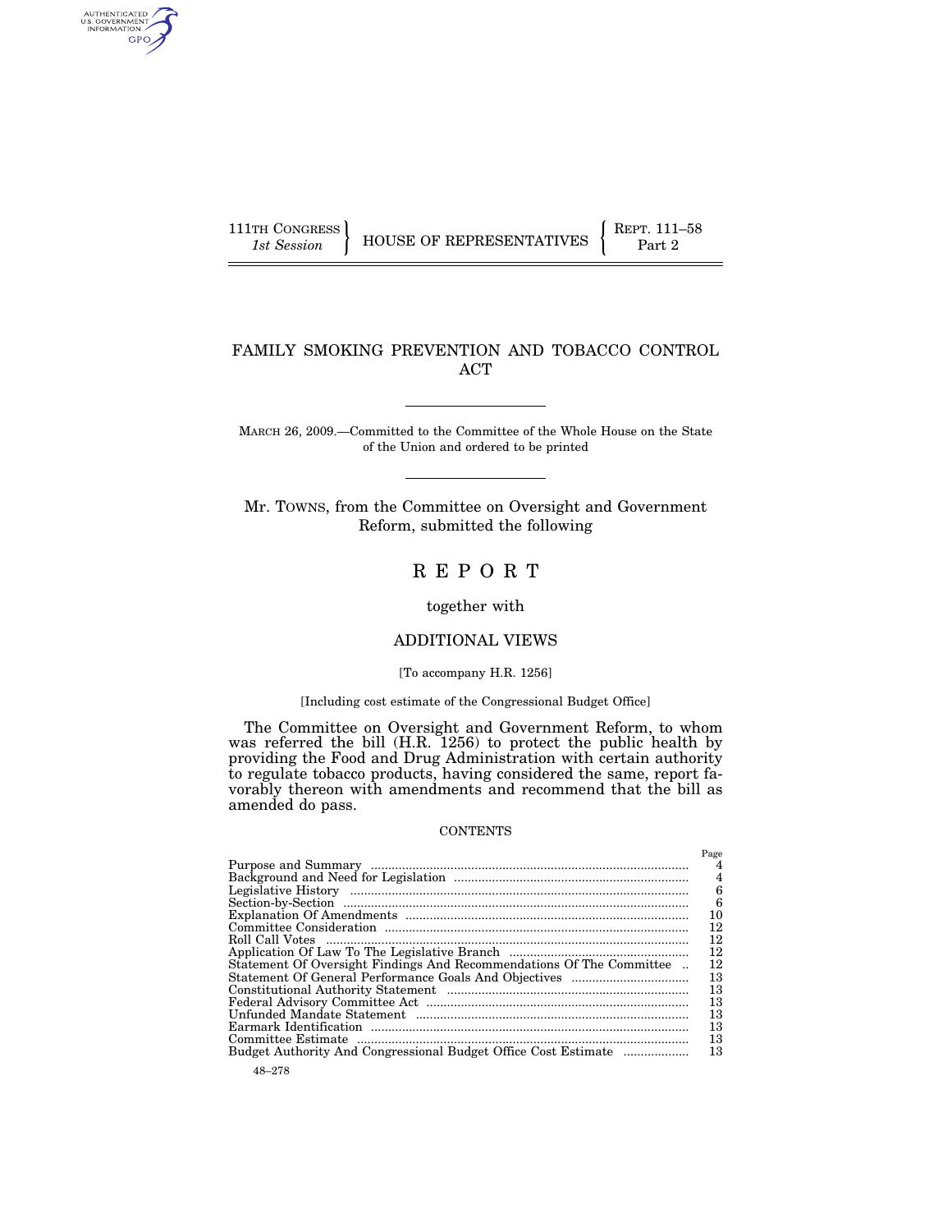111TH CONGRESS
*1st Session*

HOUSE OF REPRESENTATIVES

REPT. 111–58
Part 2

# FAMILY SMOKING PREVENTION AND TOBACCO CONTROL ACT

MARCH 26, 2009.—Committed to the Committee of the Whole House on the State of the Union and ordered to be printed

Mr. TOWNS, from the Committee on Oversight and Government Reform, submitted the following

# R E P O R T

together with

## ADDITIONAL VIEWS

[To accompany H.R. 1256]

[Including cost estimate of the Congressional Budget Office]

The Committee on Oversight and Government Reform, to whom was referred the bill (H.R. 1256) to protect the public health by providing the Food and Drug Administration with certain authority to regulate tobacco products, having considered the same, report favorably thereon with amendments and recommend that the bill as amended do pass.

CONTENTS

| | Page |
|---|---|
| Purpose and Summary | 4 |
| Background and Need for Legislation | 4 |
| Legislative History | 6 |
| Section-by-Section | 6 |
| Explanation Of Amendments | 10 |
| Committee Consideration | 12 |
| Roll Call Votes | 12 |
| Application Of Law To The Legislative Branch | 12 |
| Statement Of Oversight Findings And Recommendations Of The Committee | 12 |
| Statement Of General Performance Goals And Objectives | 13 |
| Constitutional Authority Statement | 13 |
| Federal Advisory Committee Act | 13 |
| Unfunded Mandate Statement | 13 |
| Earmark Identification | 13 |
| Committee Estimate | 13 |
| Budget Authority And Congressional Budget Office Cost Estimate | 13 |

48–278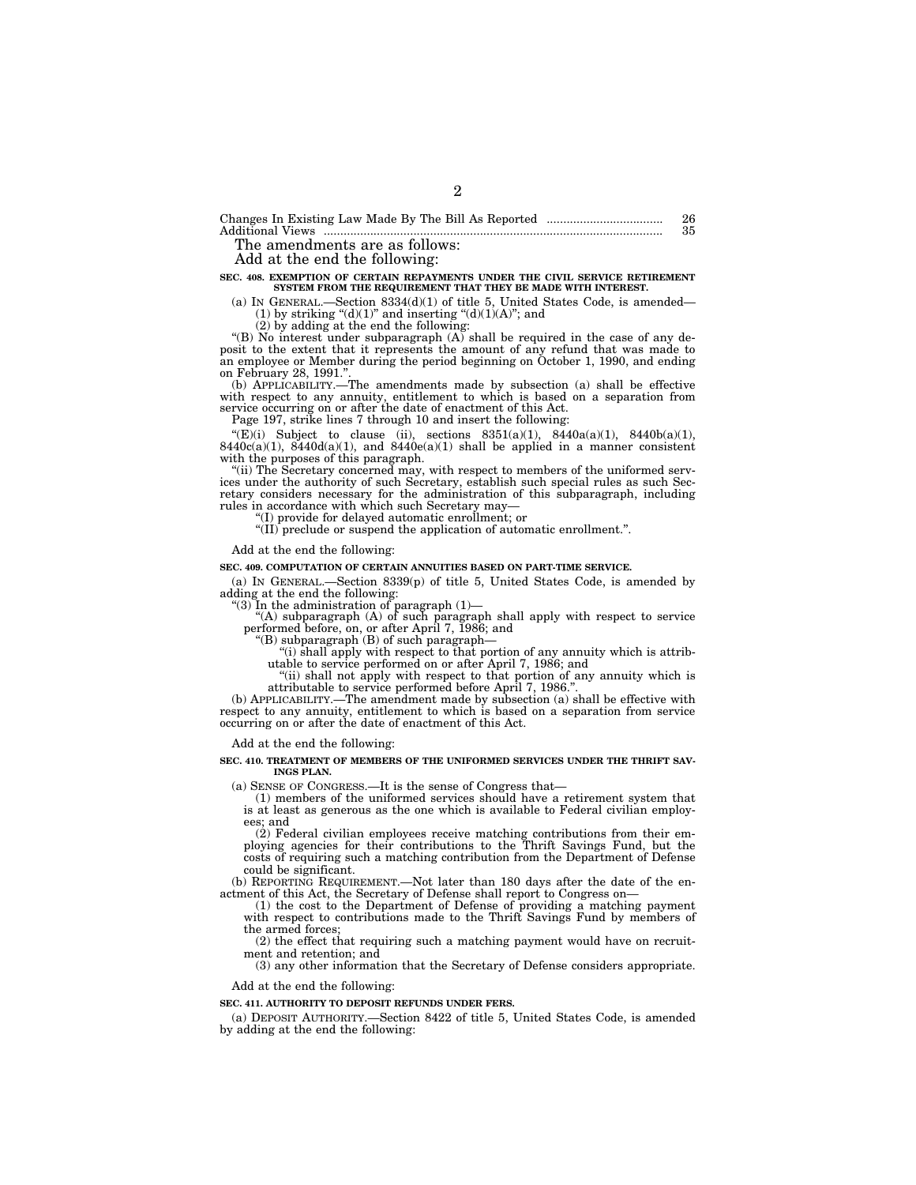| | |
|---|---|
| Changes In Existing Law Made By The Bill As Reported .................................. | 26 |
| Additional Views ...................................................................................................... | 35 |

The amendments are as follows:

Add at the end the following:

**SEC. 408. EXEMPTION OF CERTAIN REPAYMENTS UNDER THE CIVIL SERVICE RETIREMENT SYSTEM FROM THE REQUIREMENT THAT THEY BE MADE WITH INTEREST.**

(a) IN GENERAL.—Section 8334(d)(1) of title 5, United States Code, is amended—

(1) by striking "(d)(1)" and inserting "(d)(1)(A)"; and

(2) by adding at the end the following:

"(B) No interest under subparagraph (A) shall be required in the case of any deposit to the extent that it represents the amount of any refund that was made to an employee or Member during the period beginning on October 1, 1990, and ending on February 28, 1991.".

(b) APPLICABILITY.—The amendments made by subsection (a) shall be effective with respect to any annuity, entitlement to which is based on a separation from service occurring on or after the date of enactment of this Act.

Page 197, strike lines 7 through 10 and insert the following:

"(E)(i) Subject to clause (ii), sections 8351(a)(1), 8440a(a)(1), 8440b(a)(1), 8440c(a)(1), 8440d(a)(1), and 8440e(a)(1) shall be applied in a manner consistent with the purposes of this paragraph.

"(ii) The Secretary concerned may, with respect to members of the uniformed services under the authority of such Secretary, establish such special rules as such Secretary considers necessary for the administration of this subparagraph, including rules in accordance with which such Secretary may—

"(I) provide for delayed automatic enrollment; or

"(II) preclude or suspend the application of automatic enrollment.".

Add at the end the following:

**SEC. 409. COMPUTATION OF CERTAIN ANNUITIES BASED ON PART-TIME SERVICE.**

(a) IN GENERAL.—Section 8339(p) of title 5, United States Code, is amended by adding at the end the following:

"(3) In the administration of paragraph (1)—

"(A) subparagraph (A) of such paragraph shall apply with respect to service performed before, on, or after April 7, 1986; and

"(B) subparagraph (B) of such paragraph—

"(i) shall apply with respect to that portion of any annuity which is attributable to service performed on or after April 7, 1986; and

"(ii) shall not apply with respect to that portion of any annuity which is attributable to service performed before April 7, 1986.".

(b) APPLICABILITY.—The amendment made by subsection (a) shall be effective with respect to any annuity, entitlement to which is based on a separation from service occurring on or after the date of enactment of this Act.

Add at the end the following:

**SEC. 410. TREATMENT OF MEMBERS OF THE UNIFORMED SERVICES UNDER THE THRIFT SAVINGS PLAN.**

(a) SENSE OF CONGRESS.—It is the sense of Congress that—

(1) members of the uniformed services should have a retirement system that is at least as generous as the one which is available to Federal civilian employees; and

(2) Federal civilian employees receive matching contributions from their employing agencies for their contributions to the Thrift Savings Fund, but the costs of requiring such a matching contribution from the Department of Defense could be significant.

(b) REPORTING REQUIREMENT.—Not later than 180 days after the date of the enactment of this Act, the Secretary of Defense shall report to Congress on—

(1) the cost to the Department of Defense of providing a matching payment with respect to contributions made to the Thrift Savings Fund by members of the armed forces;

(2) the effect that requiring such a matching payment would have on recruitment and retention; and

(3) any other information that the Secretary of Defense considers appropriate.

Add at the end the following:

**SEC. 411. AUTHORITY TO DEPOSIT REFUNDS UNDER FERS.**

(a) DEPOSIT AUTHORITY.—Section 8422 of title 5, United States Code, is amended by adding at the end the following: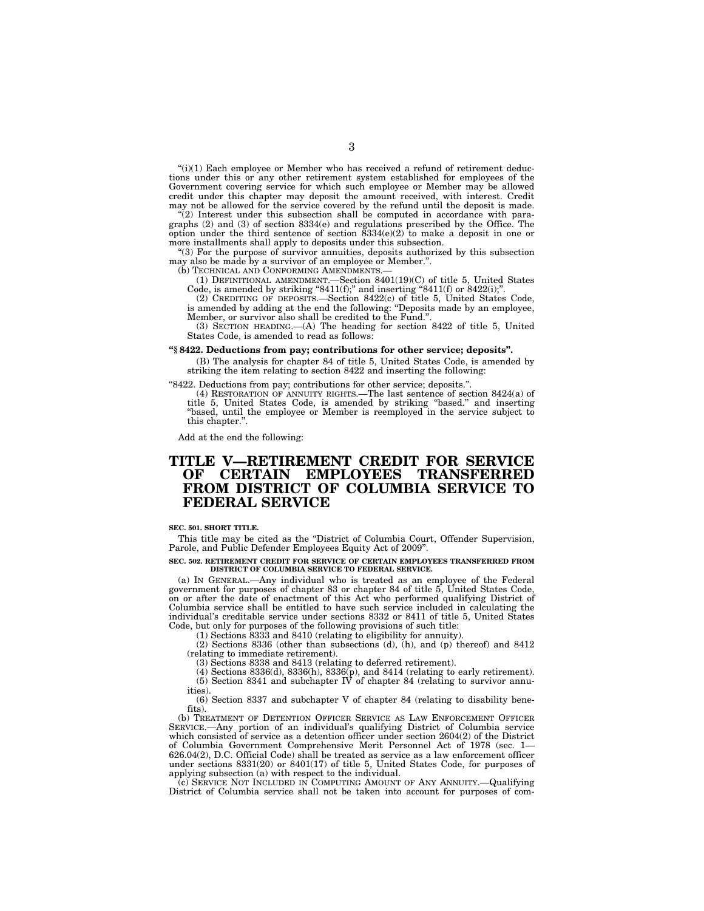"(i)(1) Each employee or Member who has received a refund of retirement deductions under this or any other retirement system established for employees of the Government covering service for which such employee or Member may be allowed credit under this chapter may deposit the amount received, with interest. Credit may not be allowed for the service covered by the refund until the deposit is made.

"(2) Interest under this subsection shall be computed in accordance with paragraphs (2) and (3) of section 8334(e) and regulations prescribed by the Office. The option under the third sentence of section 8334(e)(2) to make a deposit in one or more installments shall apply to deposits under this subsection.

"(3) For the purpose of survivor annuities, deposits authorized by this subsection may also be made by a survivor of an employee or Member.".

(b) TECHNICAL AND CONFORMING AMENDMENTS.—

(1) DEFINITIONAL AMENDMENT.—Section 8401(19)(C) of title 5, United States Code, is amended by striking "8411(f);" and inserting "8411(f) or 8422(i);".

(2) CREDITING OF DEPOSITS.—Section 8422(c) of title 5, United States Code, is amended by adding at the end the following: "Deposits made by an employee, Member, or survivor also shall be credited to the Fund.".

(3) SECTION HEADING.—(A) The heading for section 8422 of title 5, United States Code, is amended to read as follows:

**"§ 8422. Deductions from pay; contributions for other service; deposits".**

(B) The analysis for chapter 84 of title 5, United States Code, is amended by striking the item relating to section 8422 and inserting the following:

"8422. Deductions from pay; contributions for other service; deposits.".

(4) RESTORATION OF ANNUITY RIGHTS.—The last sentence of section 8424(a) of title 5, United States Code, is amended by striking "based." and inserting "based, until the employee or Member is reemployed in the service subject to this chapter.".

Add at the end the following:

# TITLE V—RETIREMENT CREDIT FOR SERVICE OF CERTAIN EMPLOYEES TRANSFERRED FROM DISTRICT OF COLUMBIA SERVICE TO FEDERAL SERVICE

**SEC. 501. SHORT TITLE.**

This title may be cited as the "District of Columbia Court, Offender Supervision, Parole, and Public Defender Employees Equity Act of 2009".

**SEC. 502. RETIREMENT CREDIT FOR SERVICE OF CERTAIN EMPLOYEES TRANSFERRED FROM DISTRICT OF COLUMBIA SERVICE TO FEDERAL SERVICE.**

(a) IN GENERAL.—Any individual who is treated as an employee of the Federal government for purposes of chapter 83 or chapter 84 of title 5, United States Code, on or after the date of enactment of this Act who performed qualifying District of Columbia service shall be entitled to have such service included in calculating the individual's creditable service under sections 8332 or 8411 of title 5, United States Code, but only for purposes of the following provisions of such title:

(1) Sections 8333 and 8410 (relating to eligibility for annuity).

(2) Sections 8336 (other than subsections (d), (h), and (p) thereof) and 8412 (relating to immediate retirement).

(3) Sections 8338 and 8413 (relating to deferred retirement).

(4) Sections 8336(d), 8336(h), 8336(p), and 8414 (relating to early retirement).

(5) Section 8341 and subchapter IV of chapter 84 (relating to survivor annuities).

(6) Section 8337 and subchapter V of chapter 84 (relating to disability benefits).

(b) TREATMENT OF DETENTION OFFICER SERVICE AS LAW ENFORCEMENT OFFICER SERVICE.—Any portion of an individual's qualifying District of Columbia service which consisted of service as a detention officer under section 2604(2) of the District of Columbia Government Comprehensive Merit Personnel Act of 1978 (sec. 1—626.04(2), D.C. Official Code) shall be treated as service as a law enforcement officer under sections 8331(20) or 8401(17) of title 5, United States Code, for purposes of applying subsection (a) with respect to the individual.

(c) SERVICE NOT INCLUDED IN COMPUTING AMOUNT OF ANY ANNUITY.—Qualifying District of Columbia service shall not be taken into account for purposes of com-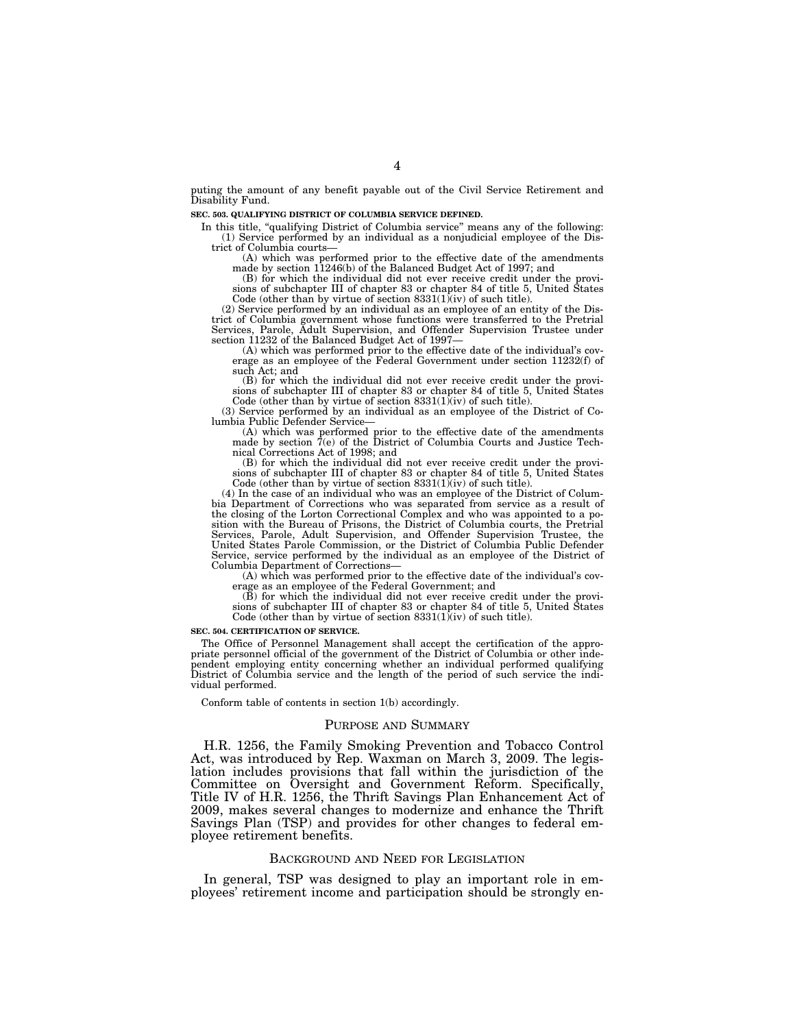puting the amount of any benefit payable out of the Civil Service Retirement and Disability Fund.

**SEC. 503. QUALIFYING DISTRICT OF COLUMBIA SERVICE DEFINED.**

In this title, "qualifying District of Columbia service" means any of the following:

(1) Service performed by an individual as a nonjudicial employee of the District of Columbia courts—

(A) which was performed prior to the effective date of the amendments made by section 11246(b) of the Balanced Budget Act of 1997; and

(B) for which the individual did not ever receive credit under the provisions of subchapter III of chapter 83 or chapter 84 of title 5, United States Code (other than by virtue of section 8331(1)(iv) of such title).

(2) Service performed by an individual as an employee of an entity of the District of Columbia government whose functions were transferred to the Pretrial Services, Parole, Adult Supervision, and Offender Supervision Trustee under section 11232 of the Balanced Budget Act of 1997—

(A) which was performed prior to the effective date of the individual's coverage as an employee of the Federal Government under section 11232(f) of such Act; and

(B) for which the individual did not ever receive credit under the provisions of subchapter III of chapter 83 or chapter 84 of title 5, United States Code (other than by virtue of section 8331(1)(iv) of such title).

(3) Service performed by an individual as an employee of the District of Columbia Public Defender Service—

(A) which was performed prior to the effective date of the amendments made by section 7(e) of the District of Columbia Courts and Justice Technical Corrections Act of 1998; and

(B) for which the individual did not ever receive credit under the provisions of subchapter III of chapter 83 or chapter 84 of title 5, United States Code (other than by virtue of section 8331(1)(iv) of such title).

(4) In the case of an individual who was an employee of the District of Columbia Department of Corrections who was separated from service as a result of the closing of the Lorton Correctional Complex and who was appointed to a position with the Bureau of Prisons, the District of Columbia courts, the Pretrial Services, Parole, Adult Supervision, and Offender Supervision Trustee, the United States Parole Commission, or the District of Columbia Public Defender Service, service performed by the individual as an employee of the District of Columbia Department of Corrections—

(A) which was performed prior to the effective date of the individual's coverage as an employee of the Federal Government; and

(B) for which the individual did not ever receive credit under the provisions of subchapter III of chapter 83 or chapter 84 of title 5, United States Code (other than by virtue of section 8331(1)(iv) of such title).

**SEC. 504. CERTIFICATION OF SERVICE.**

The Office of Personnel Management shall accept the certification of the appropriate personnel official of the government of the District of Columbia or other independent employing entity concerning whether an individual performed qualifying District of Columbia service and the length of the period of such service the individual performed.

Conform table of contents in section 1(b) accordingly.

## PURPOSE AND SUMMARY

H.R. 1256, the Family Smoking Prevention and Tobacco Control Act, was introduced by Rep. Waxman on March 3, 2009. The legislation includes provisions that fall within the jurisdiction of the Committee on Oversight and Government Reform. Specifically, Title IV of H.R. 1256, the Thrift Savings Plan Enhancement Act of 2009, makes several changes to modernize and enhance the Thrift Savings Plan (TSP) and provides for other changes to federal employee retirement benefits.

## BACKGROUND AND NEED FOR LEGISLATION

In general, TSP was designed to play an important role in employees' retirement income and participation should be strongly en-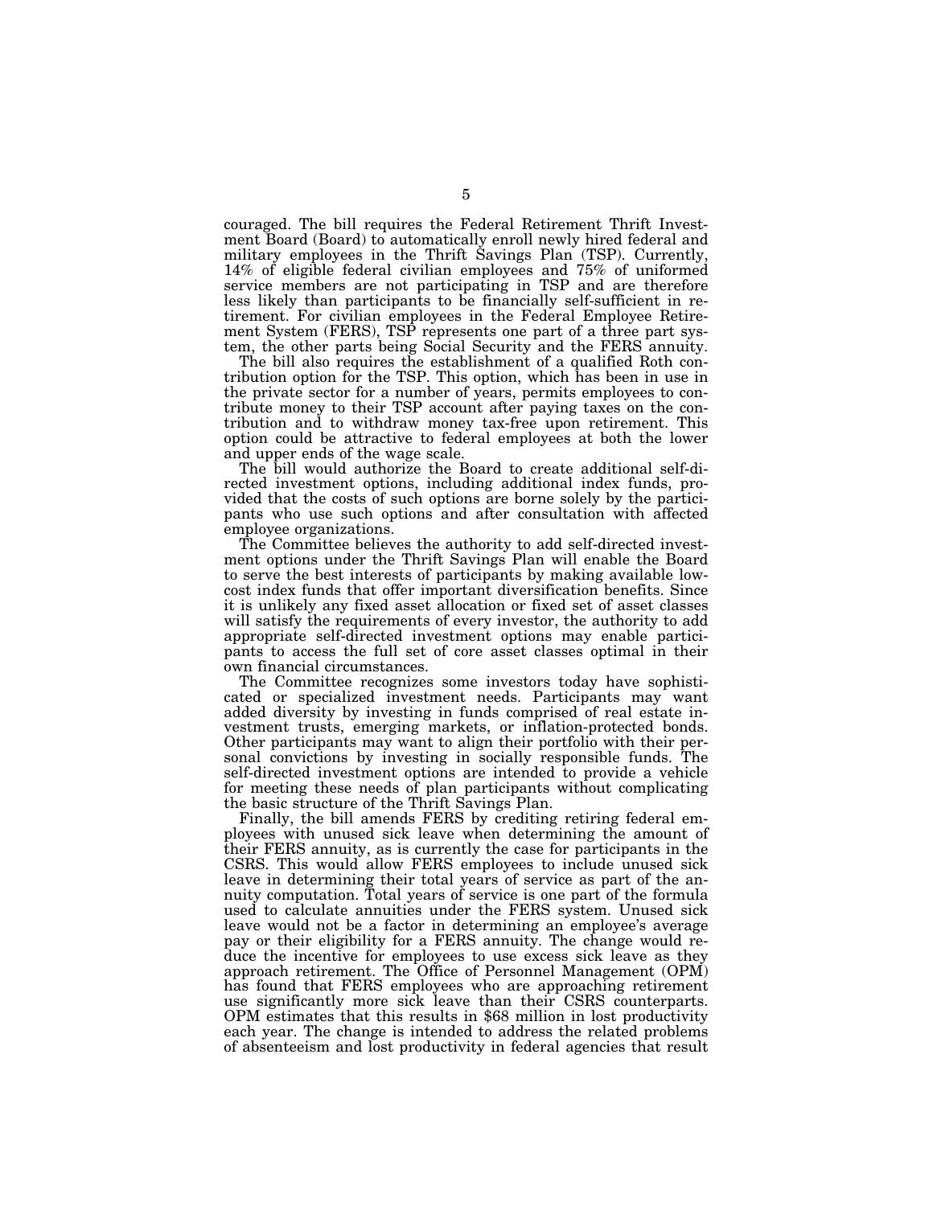couraged. The bill requires the Federal Retirement Thrift Investment Board (Board) to automatically enroll newly hired federal and military employees in the Thrift Savings Plan (TSP). Currently, 14% of eligible federal civilian employees and 75% of uniformed service members are not participating in TSP and are therefore less likely than participants to be financially self-sufficient in retirement. For civilian employees in the Federal Employee Retirement System (FERS), TSP represents one part of a three part system, the other parts being Social Security and the FERS annuity.

The bill also requires the establishment of a qualified Roth contribution option for the TSP. This option, which has been in use in the private sector for a number of years, permits employees to contribute money to their TSP account after paying taxes on the contribution and to withdraw money tax-free upon retirement. This option could be attractive to federal employees at both the lower and upper ends of the wage scale.

The bill would authorize the Board to create additional self-directed investment options, including additional index funds, provided that the costs of such options are borne solely by the participants who use such options and after consultation with affected employee organizations.

The Committee believes the authority to add self-directed investment options under the Thrift Savings Plan will enable the Board to serve the best interests of participants by making available low-cost index funds that offer important diversification benefits. Since it is unlikely any fixed asset allocation or fixed set of asset classes will satisfy the requirements of every investor, the authority to add appropriate self-directed investment options may enable participants to access the full set of core asset classes optimal in their own financial circumstances.

The Committee recognizes some investors today have sophisticated or specialized investment needs. Participants may want added diversity by investing in funds comprised of real estate investment trusts, emerging markets, or inflation-protected bonds. Other participants may want to align their portfolio with their personal convictions by investing in socially responsible funds. The self-directed investment options are intended to provide a vehicle for meeting these needs of plan participants without complicating the basic structure of the Thrift Savings Plan.

Finally, the bill amends FERS by crediting retiring federal employees with unused sick leave when determining the amount of their FERS annuity, as is currently the case for participants in the CSRS. This would allow FERS employees to include unused sick leave in determining their total years of service as part of the annuity computation. Total years of service is one part of the formula used to calculate annuities under the FERS system. Unused sick leave would not be a factor in determining an employee's average pay or their eligibility for a FERS annuity. The change would reduce the incentive for employees to use excess sick leave as they approach retirement. The Office of Personnel Management (OPM) has found that FERS employees who are approaching retirement use significantly more sick leave than their CSRS counterparts. OPM estimates that this results in $68 million in lost productivity each year. The change is intended to address the related problems of absenteeism and lost productivity in federal agencies that result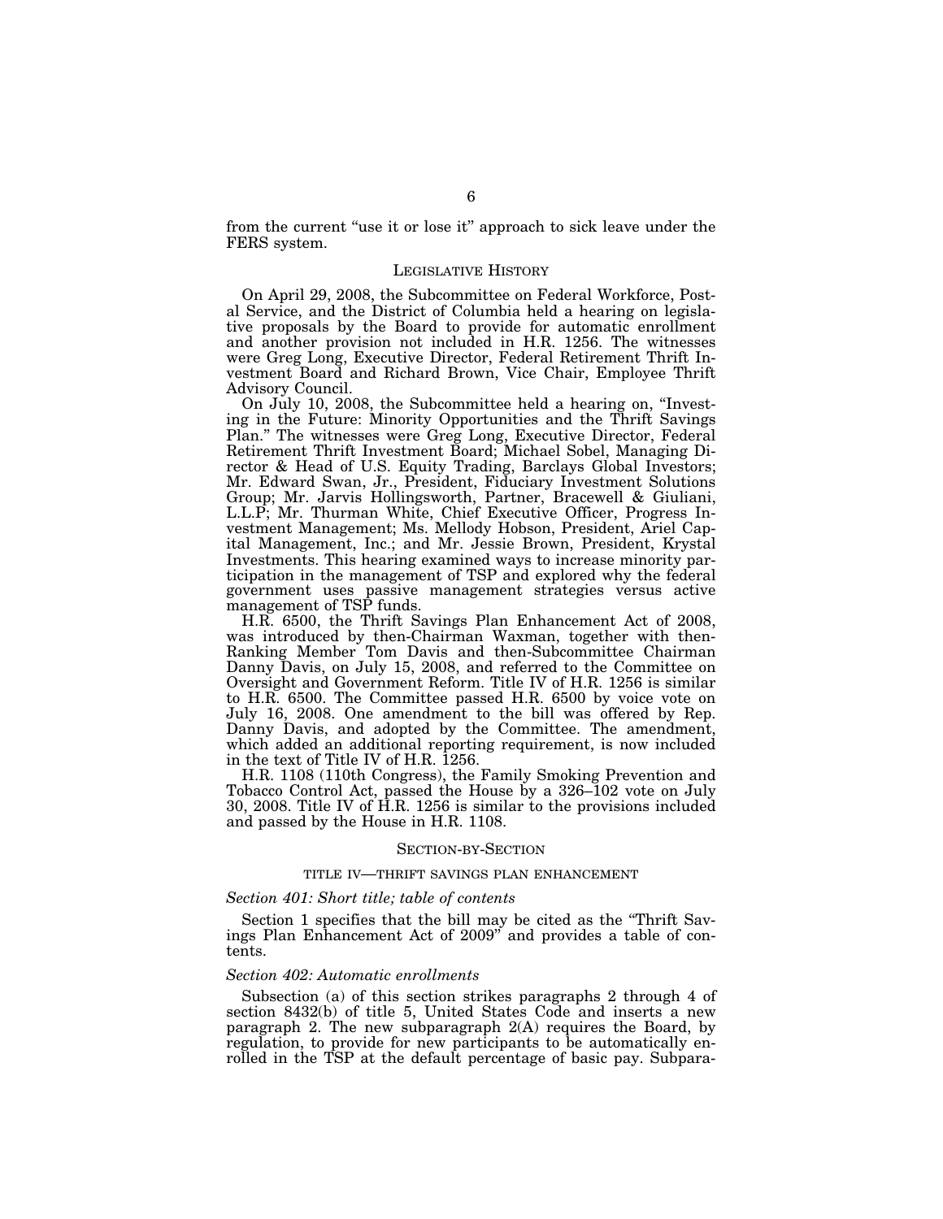from the current "use it or lose it" approach to sick leave under the FERS system.

## LEGISLATIVE HISTORY

On April 29, 2008, the Subcommittee on Federal Workforce, Postal Service, and the District of Columbia held a hearing on legislative proposals by the Board to provide for automatic enrollment and another provision not included in H.R. 1256. The witnesses were Greg Long, Executive Director, Federal Retirement Thrift Investment Board and Richard Brown, Vice Chair, Employee Thrift Advisory Council.

On July 10, 2008, the Subcommittee held a hearing on, "Investing in the Future: Minority Opportunities and the Thrift Savings Plan." The witnesses were Greg Long, Executive Director, Federal Retirement Thrift Investment Board; Michael Sobel, Managing Director & Head of U.S. Equity Trading, Barclays Global Investors; Mr. Edward Swan, Jr., President, Fiduciary Investment Solutions Group; Mr. Jarvis Hollingsworth, Partner, Bracewell & Giuliani, L.L.P; Mr. Thurman White, Chief Executive Officer, Progress Investment Management; Ms. Mellody Hobson, President, Ariel Capital Management, Inc.; and Mr. Jessie Brown, President, Krystal Investments. This hearing examined ways to increase minority participation in the management of TSP and explored why the federal government uses passive management strategies versus active management of TSP funds.

H.R. 6500, the Thrift Savings Plan Enhancement Act of 2008, was introduced by then-Chairman Waxman, together with then-Ranking Member Tom Davis and then-Subcommittee Chairman Danny Davis, on July 15, 2008, and referred to the Committee on Oversight and Government Reform. Title IV of H.R. 1256 is similar to H.R. 6500. The Committee passed H.R. 6500 by voice vote on July 16, 2008. One amendment to the bill was offered by Rep. Danny Davis, and adopted by the Committee. The amendment, which added an additional reporting requirement, is now included in the text of Title IV of H.R. 1256.

H.R. 1108 (110th Congress), the Family Smoking Prevention and Tobacco Control Act, passed the House by a 326–102 vote on July 30, 2008. Title IV of H.R. 1256 is similar to the provisions included and passed by the House in H.R. 1108.

## SECTION-BY-SECTION

### TITLE IV—THRIFT SAVINGS PLAN ENHANCEMENT

#### *Section 401: Short title; table of contents*

Section 1 specifies that the bill may be cited as the "Thrift Savings Plan Enhancement Act of 2009" and provides a table of contents.

#### *Section 402: Automatic enrollments*

Subsection (a) of this section strikes paragraphs 2 through 4 of section 8432(b) of title 5, United States Code and inserts a new paragraph 2. The new subparagraph 2(A) requires the Board, by regulation, to provide for new participants to be automatically enrolled in the TSP at the default percentage of basic pay. Subpara-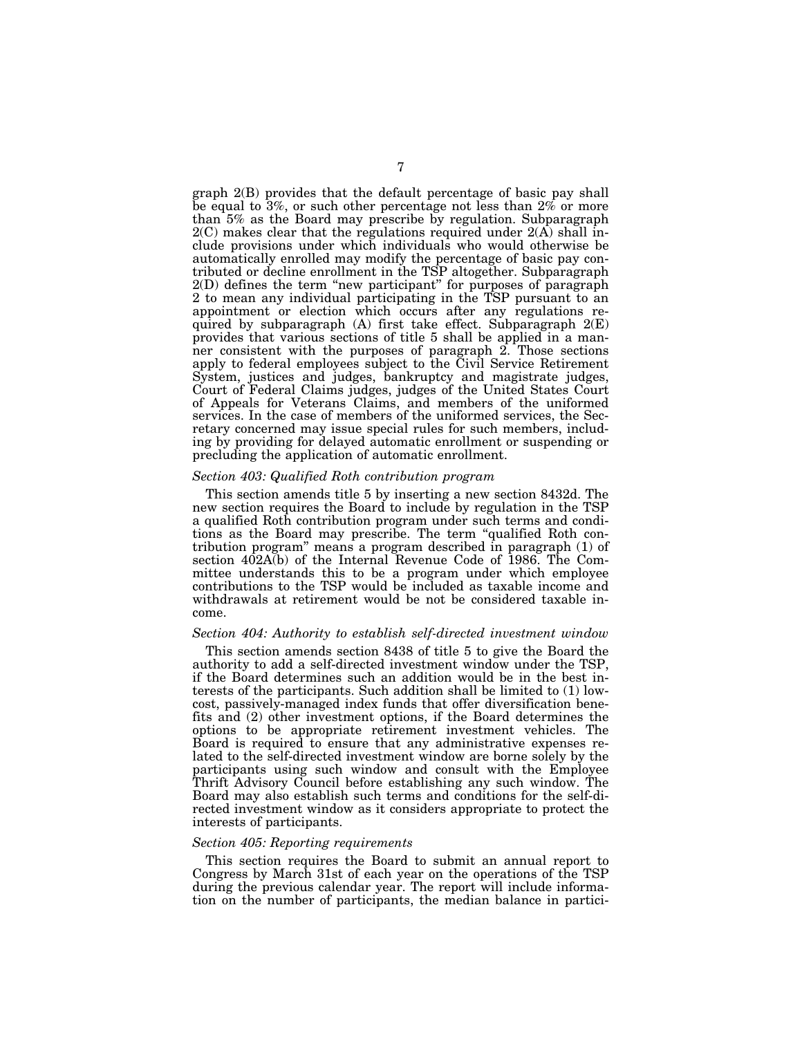graph 2(B) provides that the default percentage of basic pay shall be equal to 3%, or such other percentage not less than 2% or more than 5% as the Board may prescribe by regulation. Subparagraph 2(C) makes clear that the regulations required under 2(A) shall include provisions under which individuals who would otherwise be automatically enrolled may modify the percentage of basic pay contributed or decline enrollment in the TSP altogether. Subparagraph 2(D) defines the term "new participant" for purposes of paragraph 2 to mean any individual participating in the TSP pursuant to an appointment or election which occurs after any regulations required by subparagraph (A) first take effect. Subparagraph 2(E) provides that various sections of title 5 shall be applied in a manner consistent with the purposes of paragraph 2. Those sections apply to federal employees subject to the Civil Service Retirement System, justices and judges, bankruptcy and magistrate judges, Court of Federal Claims judges, judges of the United States Court of Appeals for Veterans Claims, and members of the uniformed services. In the case of members of the uniformed services, the Secretary concerned may issue special rules for such members, including by providing for delayed automatic enrollment or suspending or precluding the application of automatic enrollment.

*Section 403: Qualified Roth contribution program*

This section amends title 5 by inserting a new section 8432d. The new section requires the Board to include by regulation in the TSP a qualified Roth contribution program under such terms and conditions as the Board may prescribe. The term "qualified Roth contribution program" means a program described in paragraph (1) of section 402A(b) of the Internal Revenue Code of 1986. The Committee understands this to be a program under which employee contributions to the TSP would be included as taxable income and withdrawals at retirement would be not be considered taxable income.

*Section 404: Authority to establish self-directed investment window*

This section amends section 8438 of title 5 to give the Board the authority to add a self-directed investment window under the TSP, if the Board determines such an addition would be in the best interests of the participants. Such addition shall be limited to (1) low-cost, passively-managed index funds that offer diversification benefits and (2) other investment options, if the Board determines the options to be appropriate retirement investment vehicles. The Board is required to ensure that any administrative expenses related to the self-directed investment window are borne solely by the participants using such window and consult with the Employee Thrift Advisory Council before establishing any such window. The Board may also establish such terms and conditions for the self-directed investment window as it considers appropriate to protect the interests of participants.

*Section 405: Reporting requirements*

This section requires the Board to submit an annual report to Congress by March 31st of each year on the operations of the TSP during the previous calendar year. The report will include information on the number of participants, the median balance in partici-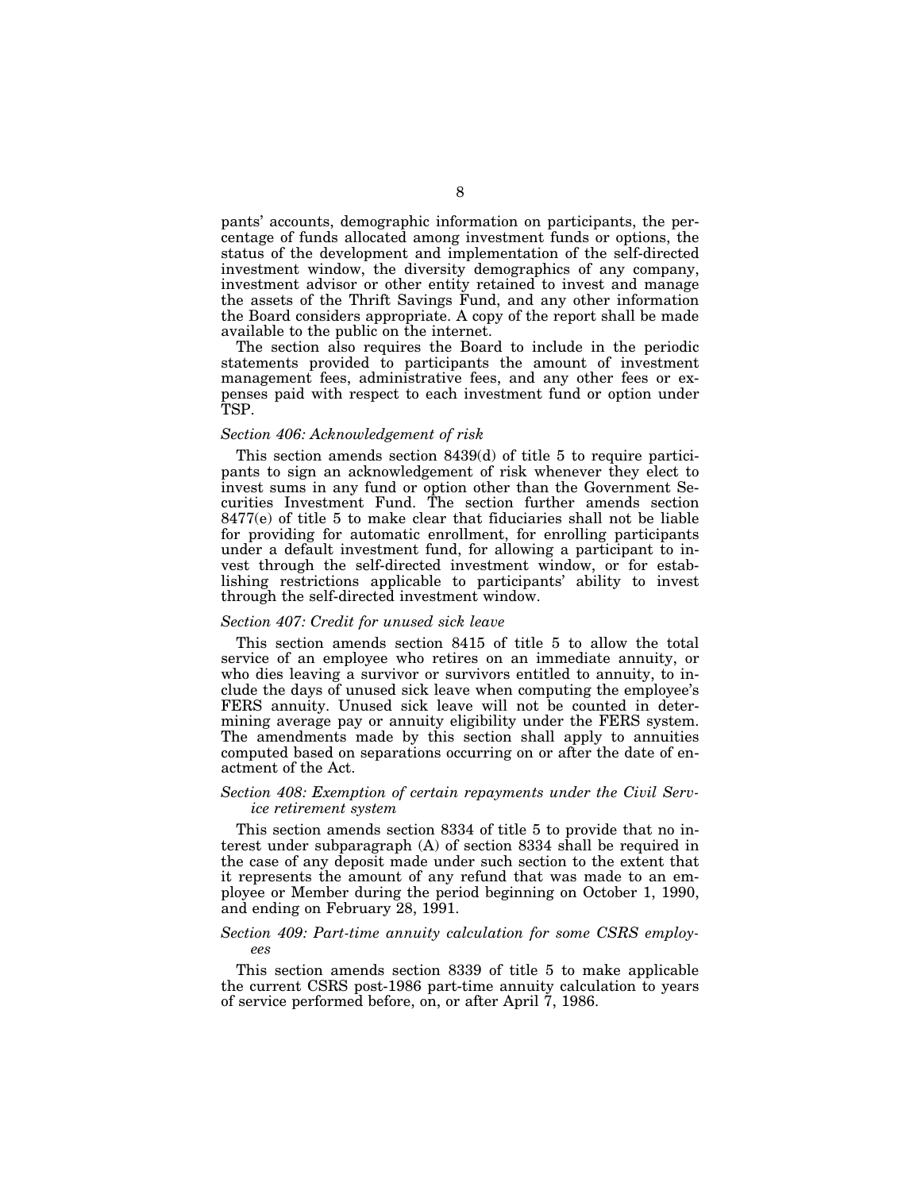pants' accounts, demographic information on participants, the percentage of funds allocated among investment funds or options, the status of the development and implementation of the self-directed investment window, the diversity demographics of any company, investment advisor or other entity retained to invest and manage the assets of the Thrift Savings Fund, and any other information the Board considers appropriate. A copy of the report shall be made available to the public on the internet.

The section also requires the Board to include in the periodic statements provided to participants the amount of investment management fees, administrative fees, and any other fees or expenses paid with respect to each investment fund or option under TSP.

*Section 406: Acknowledgement of risk*

This section amends section 8439(d) of title 5 to require participants to sign an acknowledgement of risk whenever they elect to invest sums in any fund or option other than the Government Securities Investment Fund. The section further amends section 8477(e) of title 5 to make clear that fiduciaries shall not be liable for providing for automatic enrollment, for enrolling participants under a default investment fund, for allowing a participant to invest through the self-directed investment window, or for establishing restrictions applicable to participants' ability to invest through the self-directed investment window.

*Section 407: Credit for unused sick leave*

This section amends section 8415 of title 5 to allow the total service of an employee who retires on an immediate annuity, or who dies leaving a survivor or survivors entitled to annuity, to include the days of unused sick leave when computing the employee's FERS annuity. Unused sick leave will not be counted in determining average pay or annuity eligibility under the FERS system. The amendments made by this section shall apply to annuities computed based on separations occurring on or after the date of enactment of the Act.

*Section 408: Exemption of certain repayments under the Civil Service retirement system*

This section amends section 8334 of title 5 to provide that no interest under subparagraph (A) of section 8334 shall be required in the case of any deposit made under such section to the extent that it represents the amount of any refund that was made to an employee or Member during the period beginning on October 1, 1990, and ending on February 28, 1991.

*Section 409: Part-time annuity calculation for some CSRS employees*

This section amends section 8339 of title 5 to make applicable the current CSRS post-1986 part-time annuity calculation to years of service performed before, on, or after April 7, 1986.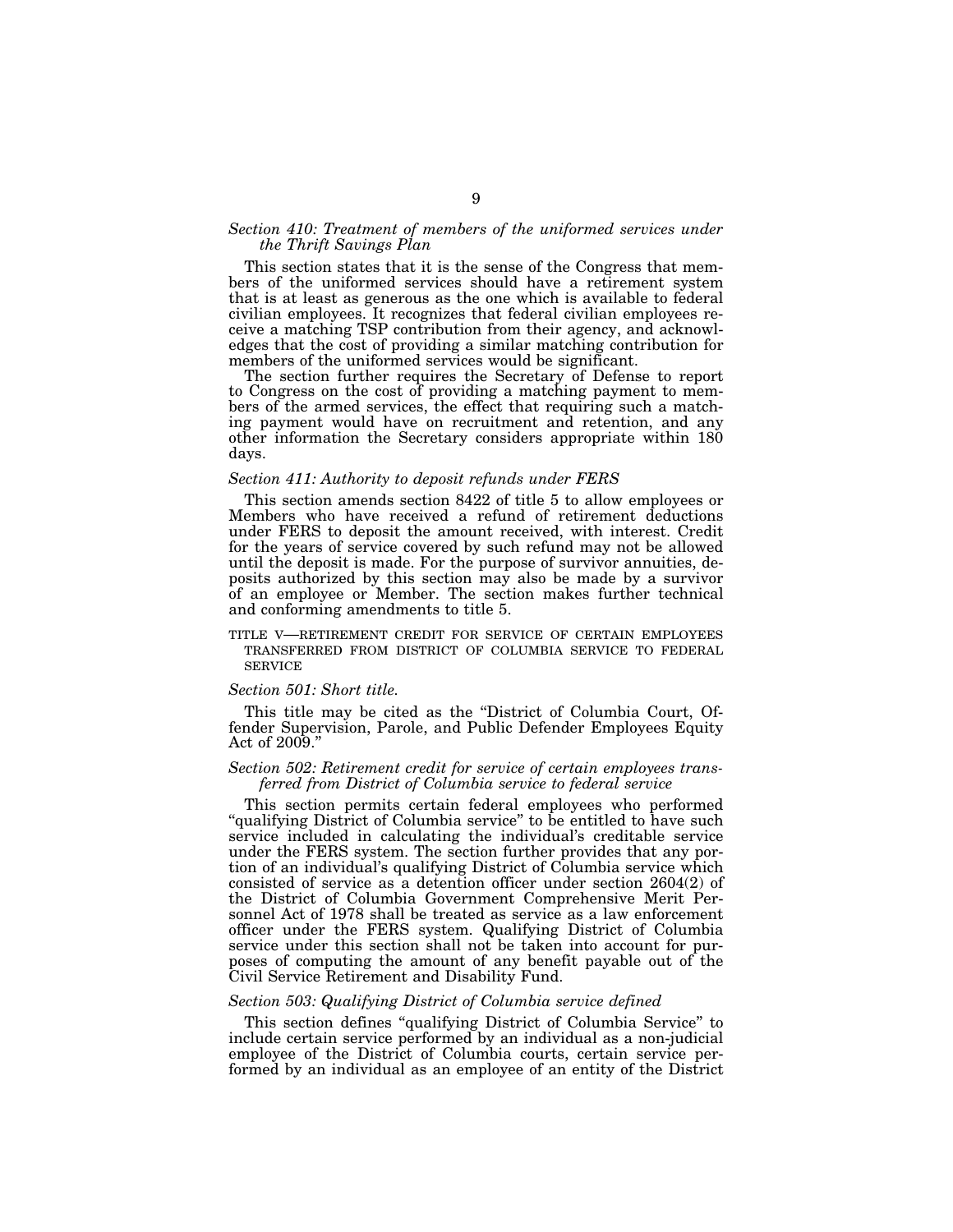*Section 410: Treatment of members of the uniformed services under the Thrift Savings Plan*

This section states that it is the sense of the Congress that members of the uniformed services should have a retirement system that is at least as generous as the one which is available to federal civilian employees. It recognizes that federal civilian employees receive a matching TSP contribution from their agency, and acknowledges that the cost of providing a similar matching contribution for members of the uniformed services would be significant.

The section further requires the Secretary of Defense to report to Congress on the cost of providing a matching payment to members of the armed services, the effect that requiring such a matching payment would have on recruitment and retention, and any other information the Secretary considers appropriate within 180 days.

*Section 411: Authority to deposit refunds under FERS*

This section amends section 8422 of title 5 to allow employees or Members who have received a refund of retirement deductions under FERS to deposit the amount received, with interest. Credit for the years of service covered by such refund may not be allowed until the deposit is made. For the purpose of survivor annuities, deposits authorized by this section may also be made by a survivor of an employee or Member. The section makes further technical and conforming amendments to title 5.

TITLE V—RETIREMENT CREDIT FOR SERVICE OF CERTAIN EMPLOYEES TRANSFERRED FROM DISTRICT OF COLUMBIA SERVICE TO FEDERAL SERVICE

*Section 501: Short title.*

This title may be cited as the "District of Columbia Court, Offender Supervision, Parole, and Public Defender Employees Equity Act of 2009."

*Section 502: Retirement credit for service of certain employees transferred from District of Columbia service to federal service*

This section permits certain federal employees who performed "qualifying District of Columbia service" to be entitled to have such service included in calculating the individual's creditable service under the FERS system. The section further provides that any portion of an individual's qualifying District of Columbia service which consisted of service as a detention officer under section 2604(2) of the District of Columbia Government Comprehensive Merit Personnel Act of 1978 shall be treated as service as a law enforcement officer under the FERS system. Qualifying District of Columbia service under this section shall not be taken into account for purposes of computing the amount of any benefit payable out of the Civil Service Retirement and Disability Fund.

*Section 503: Qualifying District of Columbia service defined*

This section defines "qualifying District of Columbia Service" to include certain service performed by an individual as a non-judicial employee of the District of Columbia courts, certain service performed by an individual as an employee of an entity of the District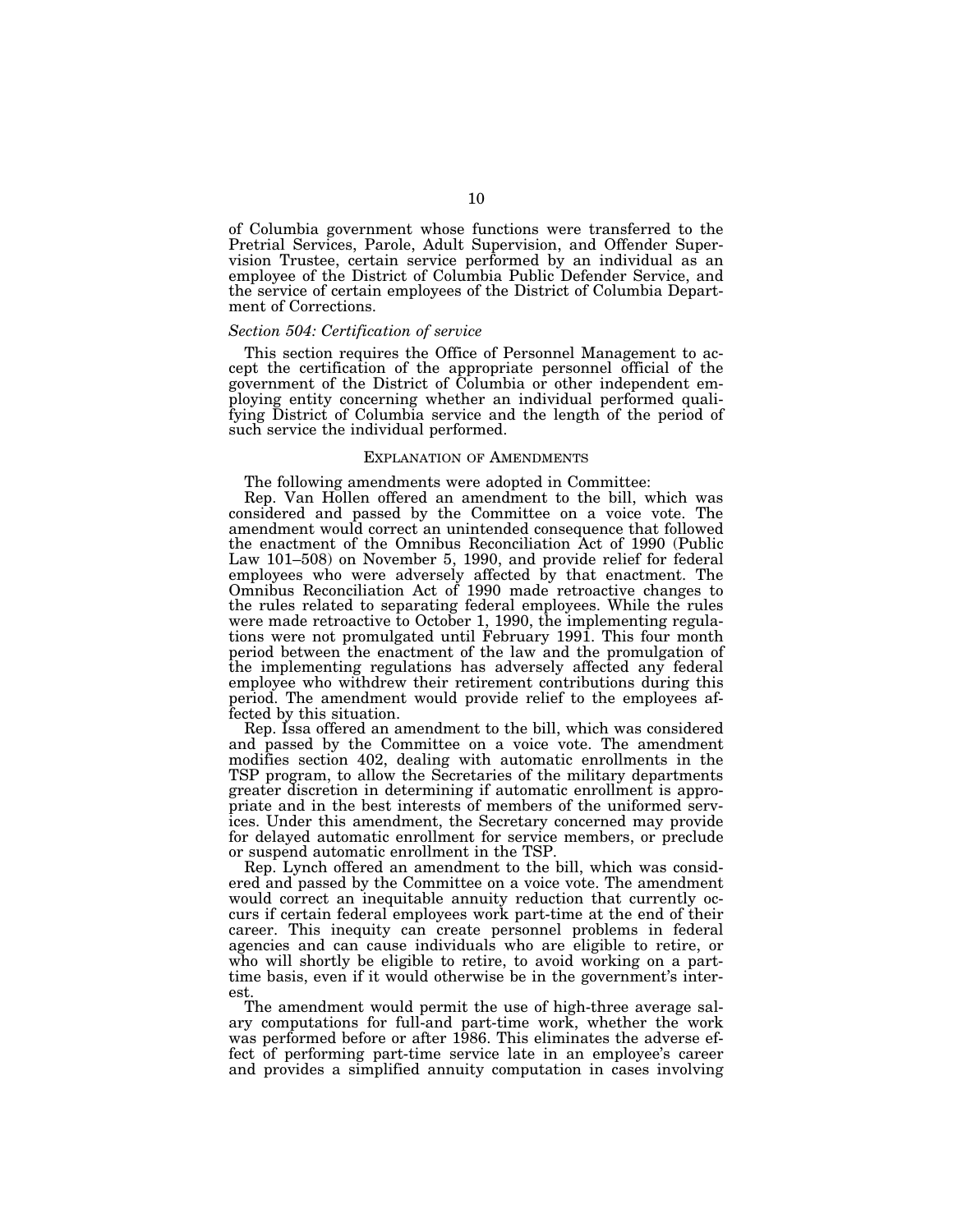of Columbia government whose functions were transferred to the Pretrial Services, Parole, Adult Supervision, and Offender Supervision Trustee, certain service performed by an individual as an employee of the District of Columbia Public Defender Service, and the service of certain employees of the District of Columbia Department of Corrections.

*Section 504: Certification of service*

This section requires the Office of Personnel Management to accept the certification of the appropriate personnel official of the government of the District of Columbia or other independent employing entity concerning whether an individual performed qualifying District of Columbia service and the length of the period of such service the individual performed.

## EXPLANATION OF AMENDMENTS

The following amendments were adopted in Committee:

Rep. Van Hollen offered an amendment to the bill, which was considered and passed by the Committee on a voice vote. The amendment would correct an unintended consequence that followed the enactment of the Omnibus Reconciliation Act of 1990 (Public Law 101–508) on November 5, 1990, and provide relief for federal employees who were adversely affected by that enactment. The Omnibus Reconciliation Act of 1990 made retroactive changes to the rules related to separating federal employees. While the rules were made retroactive to October 1, 1990, the implementing regulations were not promulgated until February 1991. This four month period between the enactment of the law and the promulgation of the implementing regulations has adversely affected any federal employee who withdrew their retirement contributions during this period. The amendment would provide relief to the employees affected by this situation.

Rep. Issa offered an amendment to the bill, which was considered and passed by the Committee on a voice vote. The amendment modifies section 402, dealing with automatic enrollments in the TSP program, to allow the Secretaries of the military departments greater discretion in determining if automatic enrollment is appropriate and in the best interests of members of the uniformed services. Under this amendment, the Secretary concerned may provide for delayed automatic enrollment for service members, or preclude or suspend automatic enrollment in the TSP.

Rep. Lynch offered an amendment to the bill, which was considered and passed by the Committee on a voice vote. The amendment would correct an inequitable annuity reduction that currently occurs if certain federal employees work part-time at the end of their career. This inequity can create personnel problems in federal agencies and can cause individuals who are eligible to retire, or who will shortly be eligible to retire, to avoid working on a part-time basis, even if it would otherwise be in the government's interest.

The amendment would permit the use of high-three average salary computations for full-and part-time work, whether the work was performed before or after 1986. This eliminates the adverse effect of performing part-time service late in an employee's career and provides a simplified annuity computation in cases involving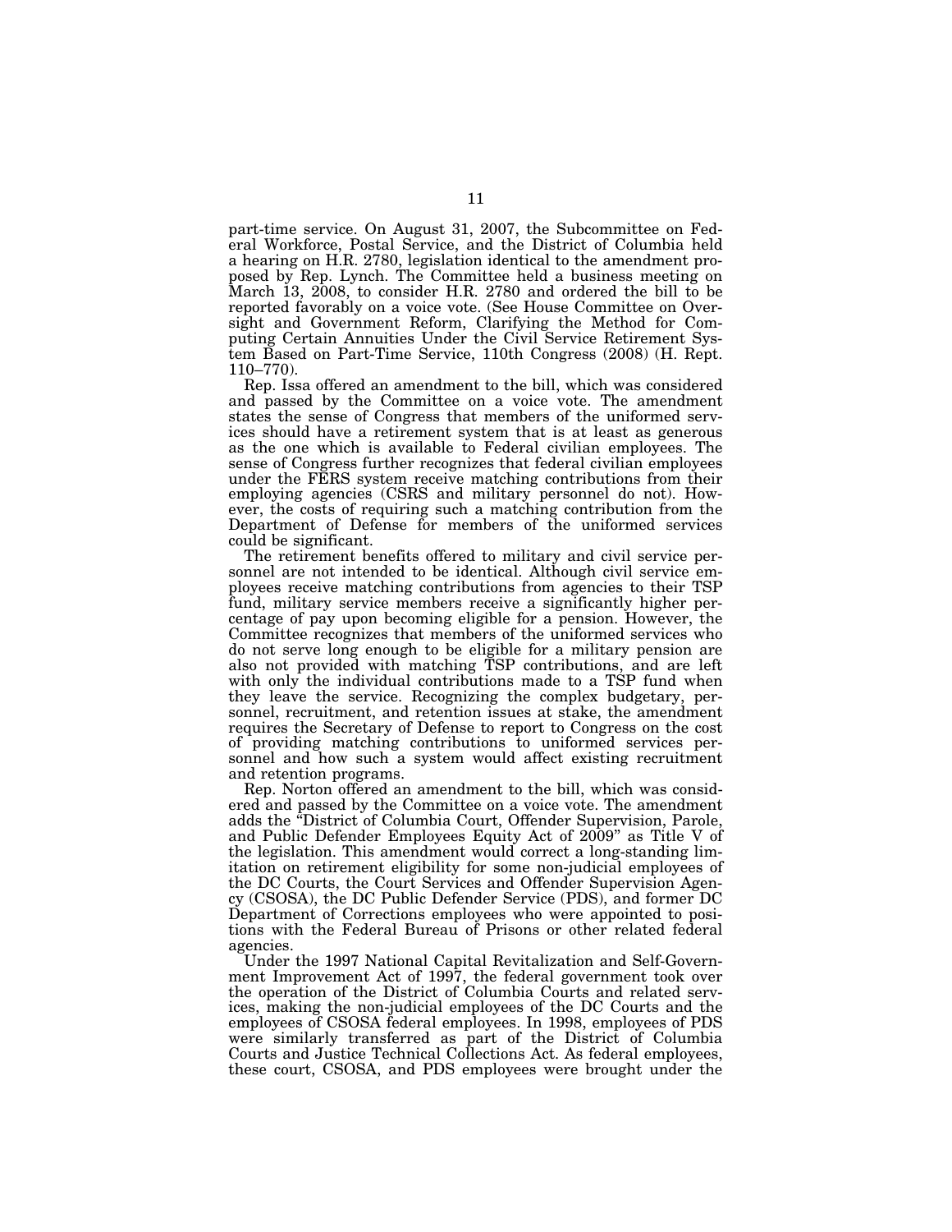part-time service. On August 31, 2007, the Subcommittee on Federal Workforce, Postal Service, and the District of Columbia held a hearing on H.R. 2780, legislation identical to the amendment proposed by Rep. Lynch. The Committee held a business meeting on March 13, 2008, to consider H.R. 2780 and ordered the bill to be reported favorably on a voice vote. (See House Committee on Oversight and Government Reform, Clarifying the Method for Computing Certain Annuities Under the Civil Service Retirement System Based on Part-Time Service, 110th Congress (2008) (H. Rept. 110–770).

Rep. Issa offered an amendment to the bill, which was considered and passed by the Committee on a voice vote. The amendment states the sense of Congress that members of the uniformed services should have a retirement system that is at least as generous as the one which is available to Federal civilian employees. The sense of Congress further recognizes that federal civilian employees under the FERS system receive matching contributions from their employing agencies (CSRS and military personnel do not). However, the costs of requiring such a matching contribution from the Department of Defense for members of the uniformed services could be significant.

The retirement benefits offered to military and civil service personnel are not intended to be identical. Although civil service employees receive matching contributions from agencies to their TSP fund, military service members receive a significantly higher percentage of pay upon becoming eligible for a pension. However, the Committee recognizes that members of the uniformed services who do not serve long enough to be eligible for a military pension are also not provided with matching TSP contributions, and are left with only the individual contributions made to a TSP fund when they leave the service. Recognizing the complex budgetary, personnel, recruitment, and retention issues at stake, the amendment requires the Secretary of Defense to report to Congress on the cost of providing matching contributions to uniformed services personnel and how such a system would affect existing recruitment and retention programs.

Rep. Norton offered an amendment to the bill, which was considered and passed by the Committee on a voice vote. The amendment adds the "District of Columbia Court, Offender Supervision, Parole, and Public Defender Employees Equity Act of 2009" as Title V of the legislation. This amendment would correct a long-standing limitation on retirement eligibility for some non-judicial employees of the DC Courts, the Court Services and Offender Supervision Agency (CSOSA), the DC Public Defender Service (PDS), and former DC Department of Corrections employees who were appointed to positions with the Federal Bureau of Prisons or other related federal agencies.

Under the 1997 National Capital Revitalization and Self-Government Improvement Act of 1997, the federal government took over the operation of the District of Columbia Courts and related services, making the non-judicial employees of the DC Courts and the employees of CSOSA federal employees. In 1998, employees of PDS were similarly transferred as part of the District of Columbia Courts and Justice Technical Collections Act. As federal employees, these court, CSOSA, and PDS employees were brought under the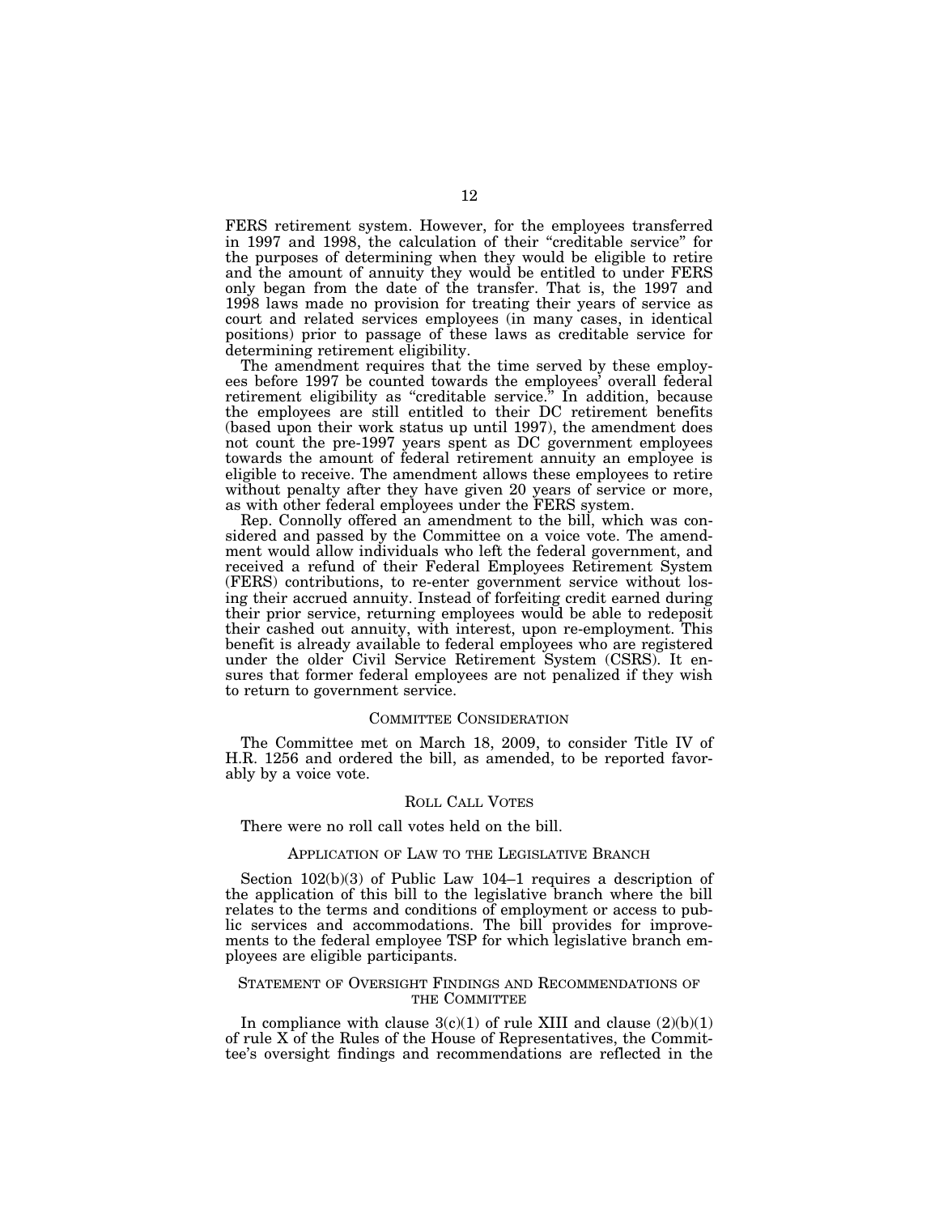FERS retirement system. However, for the employees transferred in 1997 and 1998, the calculation of their "creditable service" for the purposes of determining when they would be eligible to retire and the amount of annuity they would be entitled to under FERS only began from the date of the transfer. That is, the 1997 and 1998 laws made no provision for treating their years of service as court and related services employees (in many cases, in identical positions) prior to passage of these laws as creditable service for determining retirement eligibility.

The amendment requires that the time served by these employees before 1997 be counted towards the employees' overall federal retirement eligibility as "creditable service." In addition, because the employees are still entitled to their DC retirement benefits (based upon their work status up until 1997), the amendment does not count the pre-1997 years spent as DC government employees towards the amount of federal retirement annuity an employee is eligible to receive. The amendment allows these employees to retire without penalty after they have given 20 years of service or more, as with other federal employees under the FERS system.

Rep. Connolly offered an amendment to the bill, which was considered and passed by the Committee on a voice vote. The amendment would allow individuals who left the federal government, and received a refund of their Federal Employees Retirement System (FERS) contributions, to re-enter government service without losing their accrued annuity. Instead of forfeiting credit earned during their prior service, returning employees would be able to redeposit their cashed out annuity, with interest, upon re-employment. This benefit is already available to federal employees who are registered under the older Civil Service Retirement System (CSRS). It ensures that former federal employees are not penalized if they wish to return to government service.

## COMMITTEE CONSIDERATION

The Committee met on March 18, 2009, to consider Title IV of H.R. 1256 and ordered the bill, as amended, to be reported favorably by a voice vote.

## ROLL CALL VOTES

There were no roll call votes held on the bill.

## APPLICATION OF LAW TO THE LEGISLATIVE BRANCH

Section 102(b)(3) of Public Law 104–1 requires a description of the application of this bill to the legislative branch where the bill relates to the terms and conditions of employment or access to public services and accommodations. The bill provides for improvements to the federal employee TSP for which legislative branch employees are eligible participants.

## STATEMENT OF OVERSIGHT FINDINGS AND RECOMMENDATIONS OF THE COMMITTEE

In compliance with clause 3(c)(1) of rule XIII and clause (2)(b)(1) of rule X of the Rules of the House of Representatives, the Committee's oversight findings and recommendations are reflected in the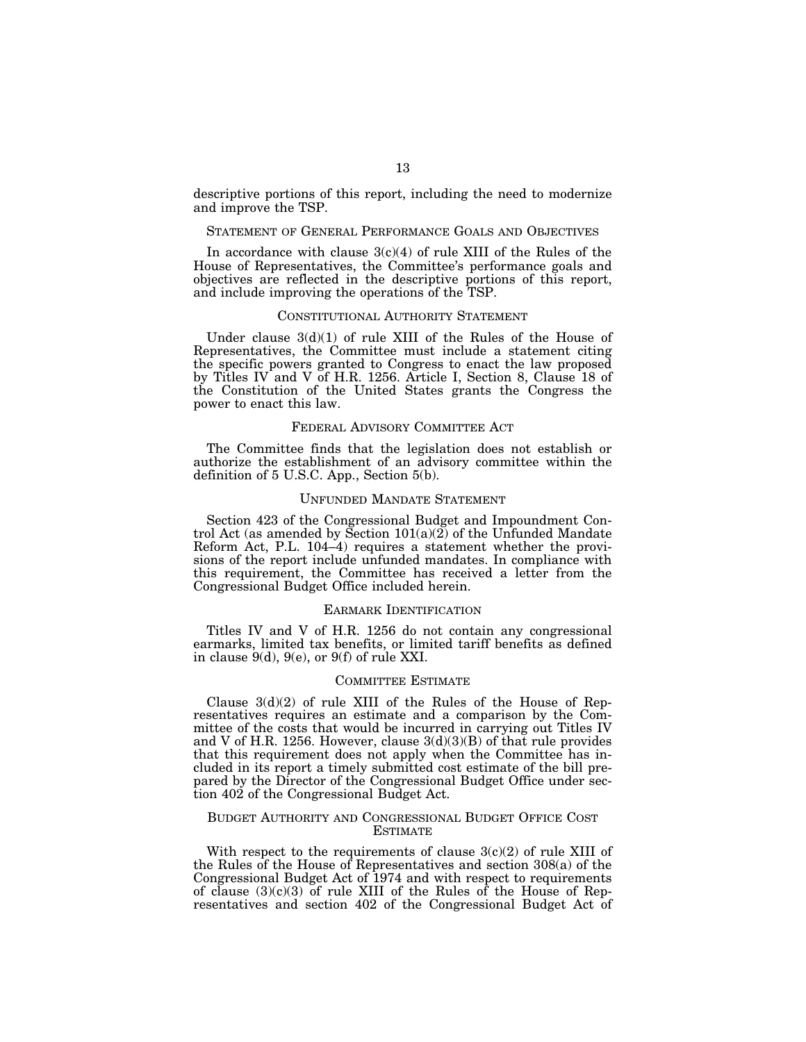descriptive portions of this report, including the need to modernize and improve the TSP.

## STATEMENT OF GENERAL PERFORMANCE GOALS AND OBJECTIVES

In accordance with clause 3(c)(4) of rule XIII of the Rules of the House of Representatives, the Committee's performance goals and objectives are reflected in the descriptive portions of this report, and include improving the operations of the TSP.

## CONSTITUTIONAL AUTHORITY STATEMENT

Under clause 3(d)(1) of rule XIII of the Rules of the House of Representatives, the Committee must include a statement citing the specific powers granted to Congress to enact the law proposed by Titles IV and V of H.R. 1256. Article I, Section 8, Clause 18 of the Constitution of the United States grants the Congress the power to enact this law.

## FEDERAL ADVISORY COMMITTEE ACT

The Committee finds that the legislation does not establish or authorize the establishment of an advisory committee within the definition of 5 U.S.C. App., Section 5(b).

## UNFUNDED MANDATE STATEMENT

Section 423 of the Congressional Budget and Impoundment Control Act (as amended by Section 101(a)(2) of the Unfunded Mandate Reform Act, P.L. 104–4) requires a statement whether the provisions of the report include unfunded mandates. In compliance with this requirement, the Committee has received a letter from the Congressional Budget Office included herein.

## EARMARK IDENTIFICATION

Titles IV and V of H.R. 1256 do not contain any congressional earmarks, limited tax benefits, or limited tariff benefits as defined in clause 9(d), 9(e), or 9(f) of rule XXI.

## COMMITTEE ESTIMATE

Clause 3(d)(2) of rule XIII of the Rules of the House of Representatives requires an estimate and a comparison by the Committee of the costs that would be incurred in carrying out Titles IV and V of H.R. 1256. However, clause 3(d)(3)(B) of that rule provides that this requirement does not apply when the Committee has included in its report a timely submitted cost estimate of the bill prepared by the Director of the Congressional Budget Office under section 402 of the Congressional Budget Act.

## BUDGET AUTHORITY AND CONGRESSIONAL BUDGET OFFICE COST ESTIMATE

With respect to the requirements of clause 3(c)(2) of rule XIII of the Rules of the House of Representatives and section 308(a) of the Congressional Budget Act of 1974 and with respect to requirements of clause (3)(c)(3) of rule XIII of the Rules of the House of Representatives and section 402 of the Congressional Budget Act of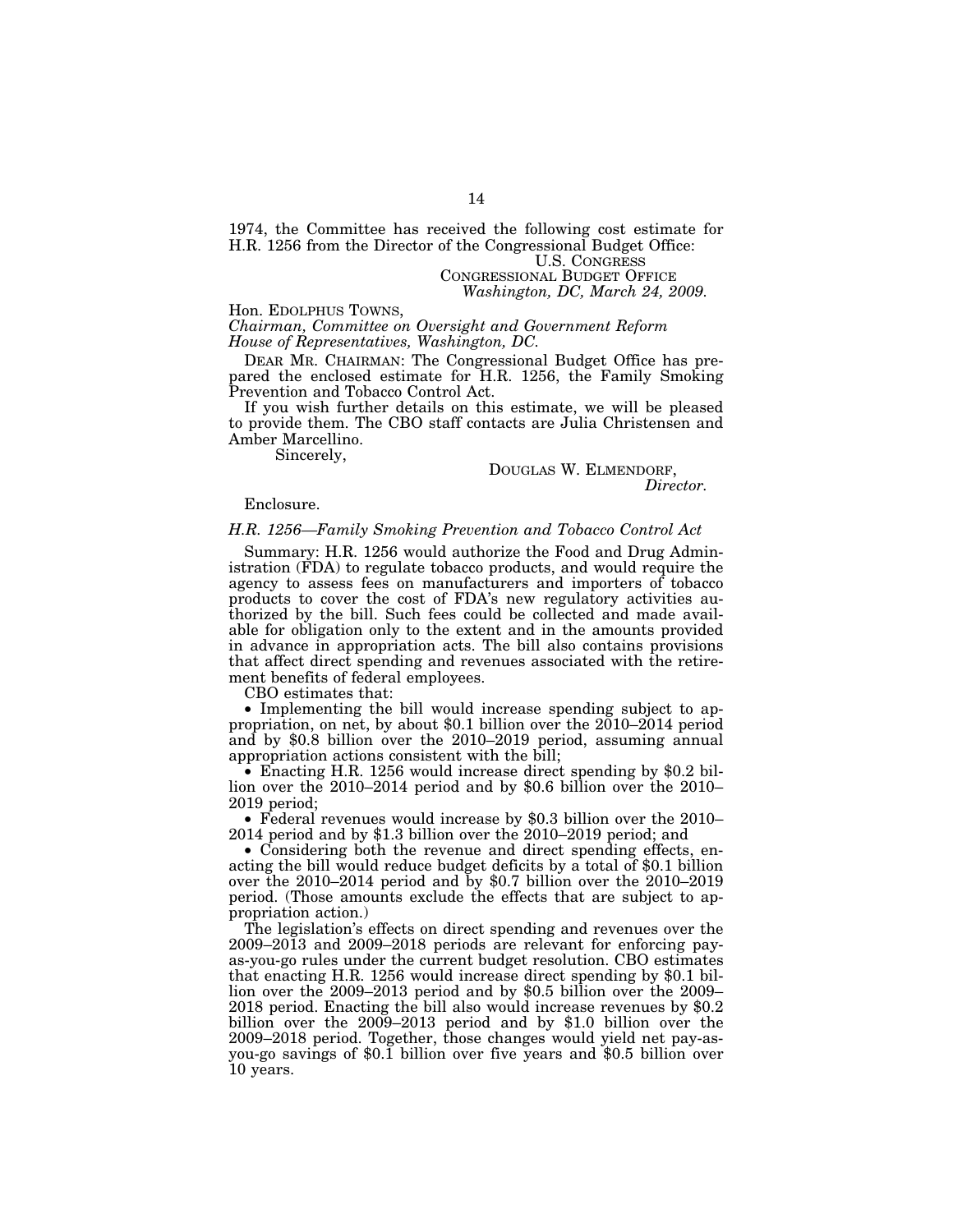1974, the Committee has received the following cost estimate for H.R. 1256 from the Director of the Congressional Budget Office:

U.S. CONGRESS
CONGRESSIONAL BUDGET OFFICE
*Washington, DC, March 24, 2009.*

Hon. EDOLPHUS TOWNS,
*Chairman, Committee on Oversight and Government Reform House of Representatives, Washington, DC.*

DEAR MR. CHAIRMAN: The Congressional Budget Office has prepared the enclosed estimate for H.R. 1256, the Family Smoking Prevention and Tobacco Control Act.

If you wish further details on this estimate, we will be pleased to provide them. The CBO staff contacts are Julia Christensen and Amber Marcellino.

Sincerely,

DOUGLAS W. ELMENDORF,
*Director.*

Enclosure.

*H.R. 1256—Family Smoking Prevention and Tobacco Control Act*

Summary: H.R. 1256 would authorize the Food and Drug Administration (FDA) to regulate tobacco products, and would require the agency to assess fees on manufacturers and importers of tobacco products to cover the cost of FDA's new regulatory activities authorized by the bill. Such fees could be collected and made available for obligation only to the extent and in the amounts provided in advance in appropriation acts. The bill also contains provisions that affect direct spending and revenues associated with the retirement benefits of federal employees.

CBO estimates that:

- Implementing the bill would increase spending subject to appropriation, on net, by about $0.1 billion over the 2010–2014 period and by $0.8 billion over the 2010–2019 period, assuming annual appropriation actions consistent with the bill;
- Enacting H.R. 1256 would increase direct spending by $0.2 billion over the 2010–2014 period and by $0.6 billion over the 2010–2019 period;
- Federal revenues would increase by $0.3 billion over the 2010–2014 period and by $1.3 billion over the 2010–2019 period; and
- Considering both the revenue and direct spending effects, enacting the bill would reduce budget deficits by a total of $0.1 billion over the 2010–2014 period and by $0.7 billion over the 2010–2019 period. (Those amounts exclude the effects that are subject to appropriation action.)

The legislation's effects on direct spending and revenues over the 2009–2013 and 2009–2018 periods are relevant for enforcing pay-as-you-go rules under the current budget resolution. CBO estimates that enacting H.R. 1256 would increase direct spending by $0.1 billion over the 2009–2013 period and by $0.5 billion over the 2009–2018 period. Enacting the bill also would increase revenues by $0.2 billion over the 2009–2013 period and by $1.0 billion over the 2009–2018 period. Together, those changes would yield net pay-as-you-go savings of $0.1 billion over five years and $0.5 billion over 10 years.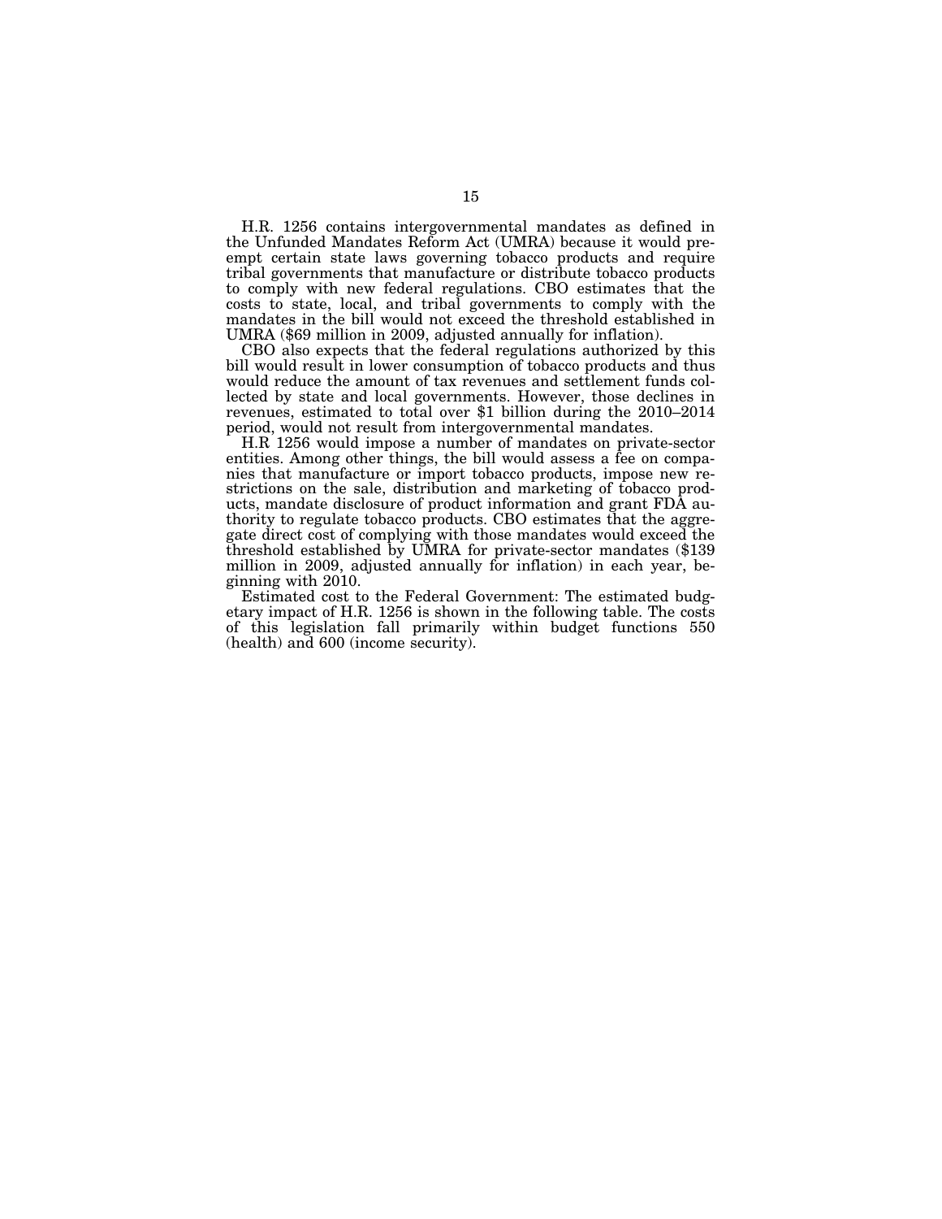H.R. 1256 contains intergovernmental mandates as defined in the Unfunded Mandates Reform Act (UMRA) because it would preempt certain state laws governing tobacco products and require tribal governments that manufacture or distribute tobacco products to comply with new federal regulations. CBO estimates that the costs to state, local, and tribal governments to comply with the mandates in the bill would not exceed the threshold established in UMRA ($69 million in 2009, adjusted annually for inflation).

CBO also expects that the federal regulations authorized by this bill would result in lower consumption of tobacco products and thus would reduce the amount of tax revenues and settlement funds collected by state and local governments. However, those declines in revenues, estimated to total over $1 billion during the 2010–2014 period, would not result from intergovernmental mandates.

H.R 1256 would impose a number of mandates on private-sector entities. Among other things, the bill would assess a fee on companies that manufacture or import tobacco products, impose new restrictions on the sale, distribution and marketing of tobacco products, mandate disclosure of product information and grant FDA authority to regulate tobacco products. CBO estimates that the aggregate direct cost of complying with those mandates would exceed the threshold established by UMRA for private-sector mandates ($139 million in 2009, adjusted annually for inflation) in each year, beginning with 2010.

Estimated cost to the Federal Government: The estimated budgetary impact of H.R. 1256 is shown in the following table. The costs of this legislation fall primarily within budget functions 550 (health) and 600 (income security).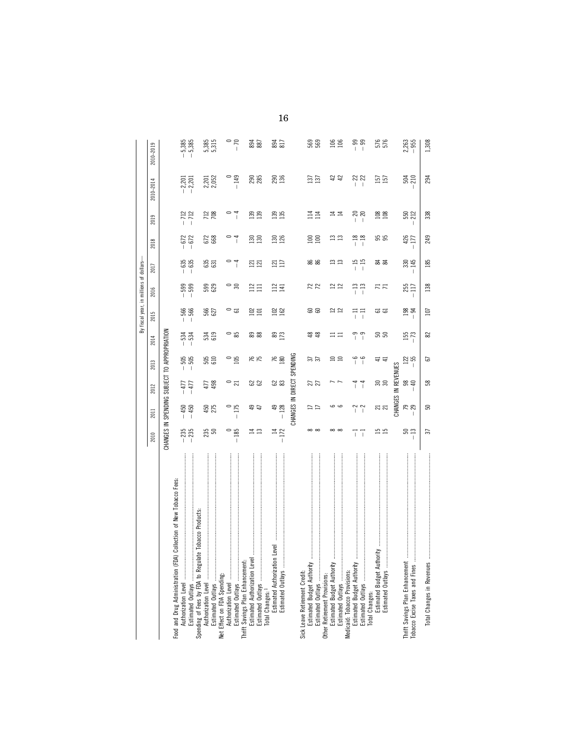| | By fiscal year, in millions of dollars— | | | | | | | | | | | |
|---|---|---|---|---|---|---|---|---|---|---|---|---|
| | 2010 | 2011 | 2012 | 2013 | 2014 | 2015 | 2016 | 2017 | 2018 | 2019 | 2010–2014 | 2010–2019 |
| **CHANGES IN SPENDING SUBJECT TO APPROPRIATION** | | | | | | | | | | | | |
| Food and Drug Administration (FDA) Collection of New Tobacco Fees: | | | | | | | | | | | | |
| Authorization Level | −235 | −450 | −477 | −505 | −534 | −566 | −599 | −635 | −672 | −712 | −2,201 | −5,385 |
| Estimated Outlays | −235 | −450 | −477 | −505 | −534 | −566 | −599 | −635 | −672 | −712 | −2,201 | −5,385 |
| Spending of Fees by FDA to Regulate Tobacco Products: | | | | | | | | | | | | |
| Authorization Level | 235 | 450 | 477 | 505 | 534 | 566 | 599 | 635 | 672 | 712 | 2,201 | 5,385 |
| Estimated Outlays | 50 | 275 | 498 | 610 | 619 | 627 | 629 | 631 | 668 | 708 | 2,052 | 5,315 |
| Net Effect on FDA Spending: | | | | | | | | | | | | |
| Authorization Level | 0 | 0 | 0 | 0 | 0 | 0 | 0 | 0 | 0 | 0 | 0 | 0 |
| Estimated Outlays | −185 | −175 | 21 | 105 | 85 | 61 | 30 | −4 | −4 | −4 | −149 | −70 |
| Thrift Savings Plan Enhancement: | | | | | | | | | | | | |
| Estimated Authorization Level | 14 | 49 | 62 | 76 | 89 | 102 | 112 | 121 | 130 | 139 | 290 | 894 |
| Estimated Outlays | 13 | 47 | 62 | 75 | 88 | 101 | 111 | 121 | 130 | 139 | 285 | 887 |
| Total Changes:[1] | | | | | | | | | | | | |
| Estimated Authorization Level | 14 | 49 | 62 | 76 | 89 | 102 | 112 | 121 | 130 | 139 | 290 | 894 |
| Estimated Outlays | −172 | −128 | 83 | 180 | 173 | 162 | 141 | 117 | 126 | 135 | 136 | 817 |
| **CHANGES IN DIRECT SPENDING** | | | | | | | | | | | | |
| Sick Leave Retirement Credit: | | | | | | | | | | | | |
| Estimated Budget Authority | 8 | 17 | 27 | 37 | 48 | 60 | 72 | 86 | 100 | 114 | 137 | 569 |
| Estimated Outlays | 8 | 17 | 27 | 37 | 48 | 60 | 72 | 86 | 100 | 114 | 137 | 569 |
| Other Retirement Provisions: | | | | | | | | | | | | |
| Estimated Budget Authority | 8 | 6 | 7 | 10 | 11 | 12 | 12 | 13 | 13 | 14 | 42 | 106 |
| Estimated Outlays | 8 | 6 | 7 | 10 | 11 | 12 | 12 | 13 | 13 | 14 | 42 | 106 |
| Medicaid: Tobacco Provisions: | | | | | | | | | | | | |
| Estimated Budget Authority | −1 | −2 | −4 | −6 | −9 | −11 | −13 | −15 | −18 | −20 | −22 | −99 |
| Estimated Outlays | −1 | −2 | −4 | −6 | −9 | −11 | −13 | −15 | −18 | −20 | −22 | −99 |
| Total Changes: | | | | | | | | | | | | |
| Estimated Budget Authority | 15 | 21 | 30 | 41 | 50 | 61 | 71 | 84 | 95 | 108 | 157 | 576 |
| Estimated Outlays | 15 | 21 | 30 | 41 | 50 | 61 | 71 | 84 | 95 | 108 | 157 | 576 |
| **CHANGES IN REVENUES** | | | | | | | | | | | | |
| Thrift Savings Plan Enhancement | 50 | 79 | 98 | 122 | 155 | 198 | 255 | 330 | 426 | 550 | 504 | 2,263 |
| Tobacco Excise Taxes and Fines | −13 | −29 | −40 | −55 | −73 | −94 | −117 | −145 | −177 | −212 | −210 | −955 |
| Total Changes in Revenues | 37 | 50 | 58 | 67 | 82 | 107 | 138 | 185 | 249 | 338 | 294 | 1,308 |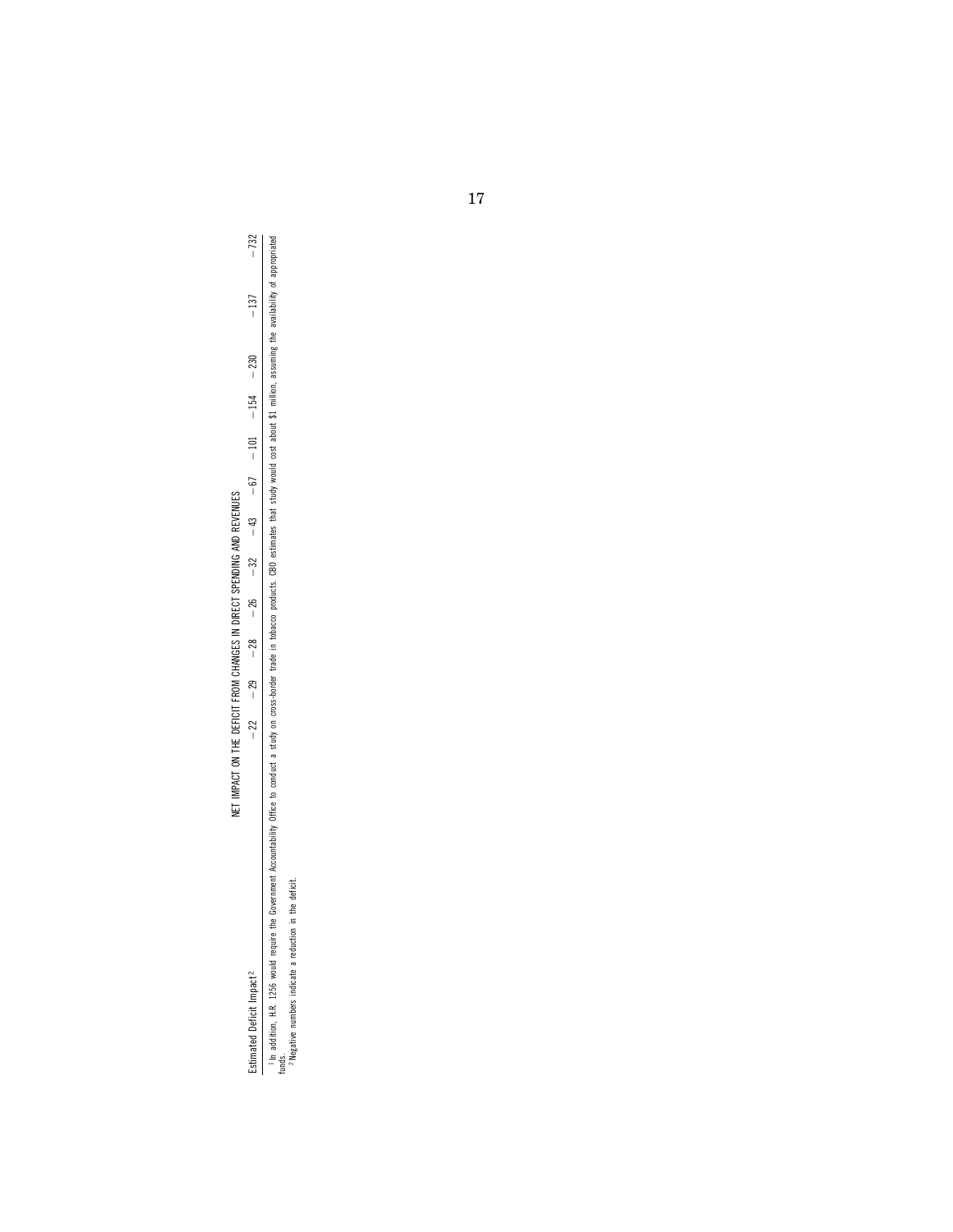NET IMPACT ON THE DEFICIT FROM CHANGES IN DIRECT SPENDING AND REVENUES

| | | | | | | | | | | | |
|---|---|---|---|---|---|---|---|---|---|---|---|
| Estimated Deficit Impact[2] | −22 | −29 | −28 | −26 | −32 | −43 | −67 | −101 | −154 | −230 | −137 | −732 |

[1] In addition, H.R. 1256 would require the Government Accountability Office to conduct a study on cross-border trade in tobacco products. CBO estimates that study would cost about $1 million, assuming the availability of appropriated funds.

[2] Negative numbers indicate a reduction in the deficit.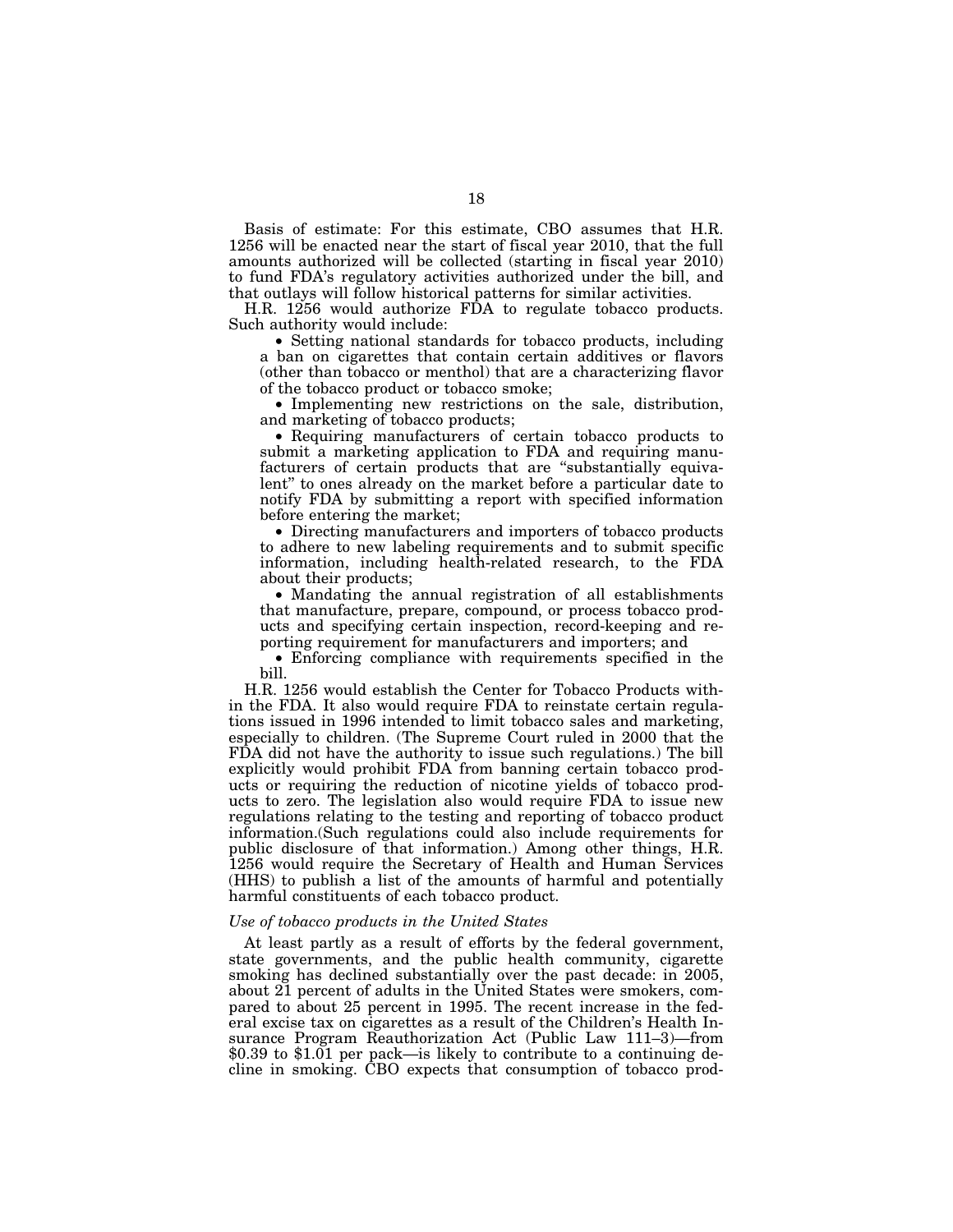Basis of estimate: For this estimate, CBO assumes that H.R. 1256 will be enacted near the start of fiscal year 2010, that the full amounts authorized will be collected (starting in fiscal year 2010) to fund FDA's regulatory activities authorized under the bill, and that outlays will follow historical patterns for similar activities.

H.R. 1256 would authorize FDA to regulate tobacco products. Such authority would include:

- Setting national standards for tobacco products, including a ban on cigarettes that contain certain additives or flavors (other than tobacco or menthol) that are a characterizing flavor of the tobacco product or tobacco smoke;
- Implementing new restrictions on the sale, distribution, and marketing of tobacco products;
- Requiring manufacturers of certain tobacco products to submit a marketing application to FDA and requiring manufacturers of certain products that are "substantially equivalent" to ones already on the market before a particular date to notify FDA by submitting a report with specified information before entering the market;
- Directing manufacturers and importers of tobacco products to adhere to new labeling requirements and to submit specific information, including health-related research, to the FDA about their products;
- Mandating the annual registration of all establishments that manufacture, prepare, compound, or process tobacco products and specifying certain inspection, record-keeping and reporting requirement for manufacturers and importers; and
- Enforcing compliance with requirements specified in the bill.

H.R. 1256 would establish the Center for Tobacco Products within the FDA. It also would require FDA to reinstate certain regulations issued in 1996 intended to limit tobacco sales and marketing, especially to children. (The Supreme Court ruled in 2000 that the FDA did not have the authority to issue such regulations.) The bill explicitly would prohibit FDA from banning certain tobacco products or requiring the reduction of nicotine yields of tobacco products to zero. The legislation also would require FDA to issue new regulations relating to the testing and reporting of tobacco product information.(Such regulations could also include requirements for public disclosure of that information.) Among other things, H.R. 1256 would require the Secretary of Health and Human Services (HHS) to publish a list of the amounts of harmful and potentially harmful constituents of each tobacco product.

*Use of tobacco products in the United States*

At least partly as a result of efforts by the federal government, state governments, and the public health community, cigarette smoking has declined substantially over the past decade: in 2005, about 21 percent of adults in the United States were smokers, compared to about 25 percent in 1995. The recent increase in the federal excise tax on cigarettes as a result of the Children's Health Insurance Program Reauthorization Act (Public Law 111–3)—from $0.39 to $1.01 per pack—is likely to contribute to a continuing decline in smoking. CBO expects that consumption of tobacco prod-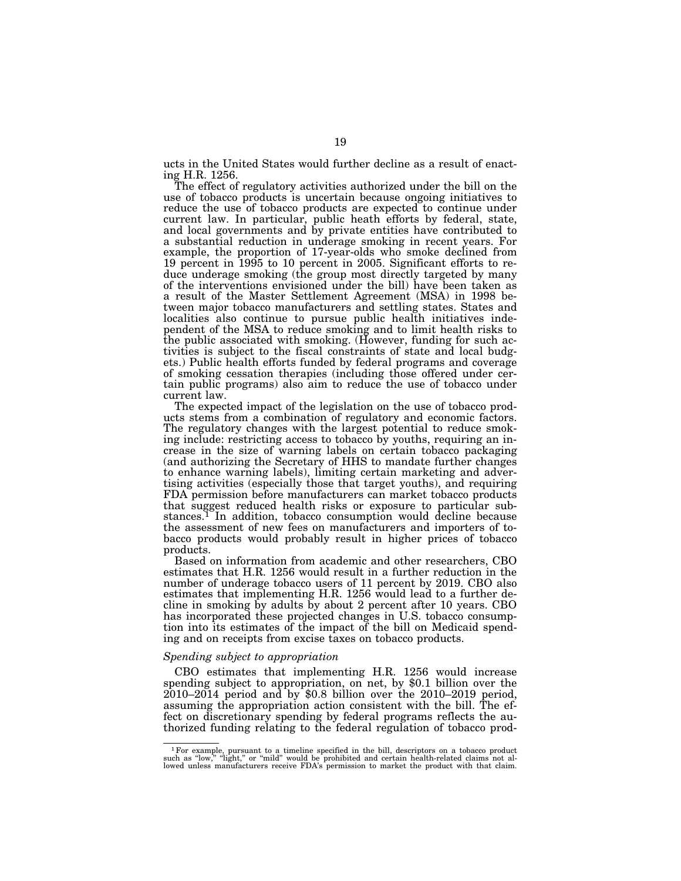ucts in the United States would further decline as a result of enacting H.R. 1256.

The effect of regulatory activities authorized under the bill on the use of tobacco products is uncertain because ongoing initiatives to reduce the use of tobacco products are expected to continue under current law. In particular, public heath efforts by federal, state, and local governments and by private entities have contributed to a substantial reduction in underage smoking in recent years. For example, the proportion of 17-year-olds who smoke declined from 19 percent in 1995 to 10 percent in 2005. Significant efforts to reduce underage smoking (the group most directly targeted by many of the interventions envisioned under the bill) have been taken as a result of the Master Settlement Agreement (MSA) in 1998 between major tobacco manufacturers and settling states. States and localities also continue to pursue public health initiatives independent of the MSA to reduce smoking and to limit health risks to the public associated with smoking. (However, funding for such activities is subject to the fiscal constraints of state and local budgets.) Public health efforts funded by federal programs and coverage of smoking cessation therapies (including those offered under certain public programs) also aim to reduce the use of tobacco under current law.

The expected impact of the legislation on the use of tobacco products stems from a combination of regulatory and economic factors. The regulatory changes with the largest potential to reduce smoking include: restricting access to tobacco by youths, requiring an increase in the size of warning labels on certain tobacco packaging (and authorizing the Secretary of HHS to mandate further changes to enhance warning labels), limiting certain marketing and advertising activities (especially those that target youths), and requiring FDA permission before manufacturers can market tobacco products that suggest reduced health risks or exposure to particular substances.[1] In addition, tobacco consumption would decline because the assessment of new fees on manufacturers and importers of tobacco products would probably result in higher prices of tobacco products.

Based on information from academic and other researchers, CBO estimates that H.R. 1256 would result in a further reduction in the number of underage tobacco users of 11 percent by 2019. CBO also estimates that implementing H.R. 1256 would lead to a further decline in smoking by adults by about 2 percent after 10 years. CBO has incorporated these projected changes in U.S. tobacco consumption into its estimates of the impact of the bill on Medicaid spending and on receipts from excise taxes on tobacco products.

*Spending subject to appropriation*

CBO estimates that implementing H.R. 1256 would increase spending subject to appropriation, on net, by $0.1 billion over the 2010–2014 period and by $0.8 billion over the 2010–2019 period, assuming the appropriation action consistent with the bill. The effect on discretionary spending by federal programs reflects the authorized funding relating to the federal regulation of tobacco prod-

[1] For example, pursuant to a timeline specified in the bill, descriptors on a tobacco product such as "low," "light," or "mild" would be prohibited and certain health-related claims not allowed unless manufacturers receive FDA's permission to market the product with that claim.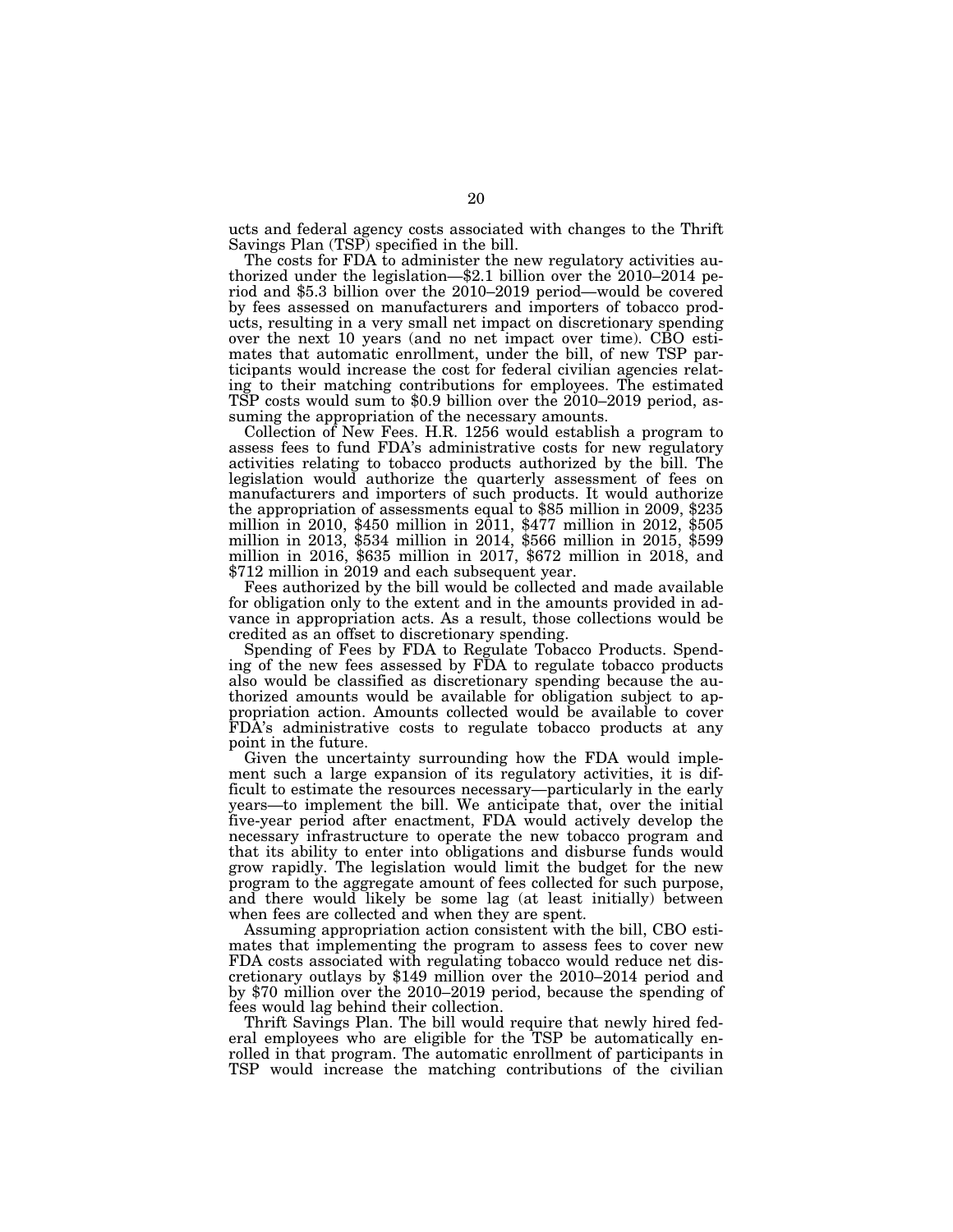ucts and federal agency costs associated with changes to the Thrift Savings Plan (TSP) specified in the bill.

The costs for FDA to administer the new regulatory activities authorized under the legislation—$2.1 billion over the 2010–2014 period and $5.3 billion over the 2010–2019 period—would be covered by fees assessed on manufacturers and importers of tobacco products, resulting in a very small net impact on discretionary spending over the next 10 years (and no net impact over time). CBO estimates that automatic enrollment, under the bill, of new TSP participants would increase the cost for federal civilian agencies relating to their matching contributions for employees. The estimated TSP costs would sum to $0.9 billion over the 2010–2019 period, assuming the appropriation of the necessary amounts.

Collection of New Fees. H.R. 1256 would establish a program to assess fees to fund FDA's administrative costs for new regulatory activities relating to tobacco products authorized by the bill. The legislation would authorize the quarterly assessment of fees on manufacturers and importers of such products. It would authorize the appropriation of assessments equal to $85 million in 2009, $235 million in 2010, $450 million in 2011, $477 million in 2012, $505 million in 2013, $534 million in 2014, $566 million in 2015, $599 million in 2016, $635 million in 2017, $672 million in 2018, and $712 million in 2019 and each subsequent year.

Fees authorized by the bill would be collected and made available for obligation only to the extent and in the amounts provided in advance in appropriation acts. As a result, those collections would be credited as an offset to discretionary spending.

Spending of Fees by FDA to Regulate Tobacco Products. Spending of the new fees assessed by FDA to regulate tobacco products also would be classified as discretionary spending because the authorized amounts would be available for obligation subject to appropriation action. Amounts collected would be available to cover FDA's administrative costs to regulate tobacco products at any point in the future.

Given the uncertainty surrounding how the FDA would implement such a large expansion of its regulatory activities, it is difficult to estimate the resources necessary—particularly in the early years—to implement the bill. We anticipate that, over the initial five-year period after enactment, FDA would actively develop the necessary infrastructure to operate the new tobacco program and that its ability to enter into obligations and disburse funds would grow rapidly. The legislation would limit the budget for the new program to the aggregate amount of fees collected for such purpose, and there would likely be some lag (at least initially) between when fees are collected and when they are spent.

Assuming appropriation action consistent with the bill, CBO estimates that implementing the program to assess fees to cover new FDA costs associated with regulating tobacco would reduce net discretionary outlays by $149 million over the 2010–2014 period and by $70 million over the 2010–2019 period, because the spending of fees would lag behind their collection.

Thrift Savings Plan. The bill would require that newly hired federal employees who are eligible for the TSP be automatically enrolled in that program. The automatic enrollment of participants in TSP would increase the matching contributions of the civilian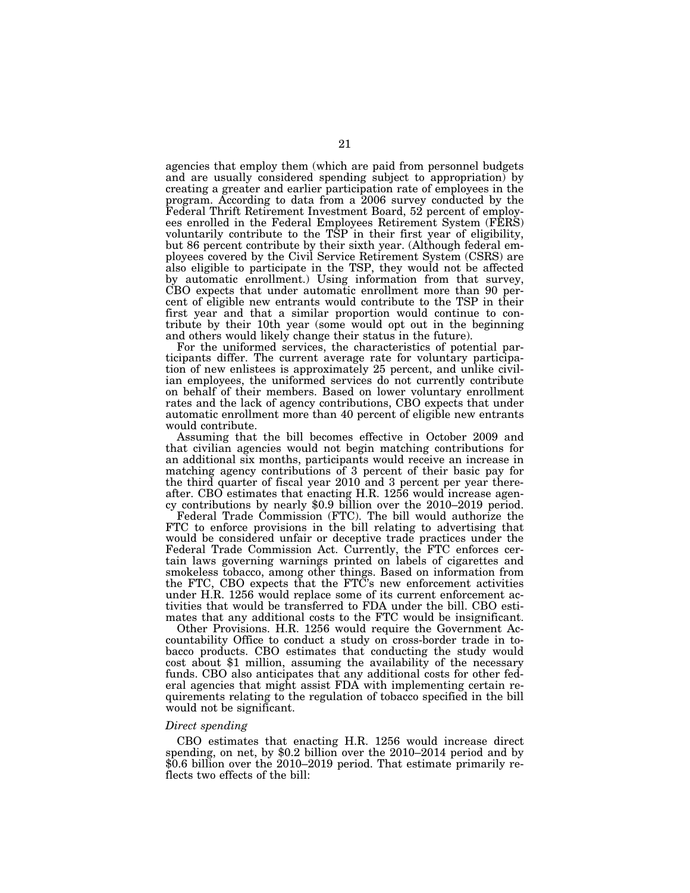agencies that employ them (which are paid from personnel budgets and are usually considered spending subject to appropriation) by creating a greater and earlier participation rate of employees in the program. According to data from a 2006 survey conducted by the Federal Thrift Retirement Investment Board, 52 percent of employees enrolled in the Federal Employees Retirement System (FERS) voluntarily contribute to the TSP in their first year of eligibility, but 86 percent contribute by their sixth year. (Although federal employees covered by the Civil Service Retirement System (CSRS) are also eligible to participate in the TSP, they would not be affected by automatic enrollment.) Using information from that survey, CBO expects that under automatic enrollment more than 90 percent of eligible new entrants would contribute to the TSP in their first year and that a similar proportion would continue to contribute by their 10th year (some would opt out in the beginning and others would likely change their status in the future).

For the uniformed services, the characteristics of potential participants differ. The current average rate for voluntary participation of new enlistees is approximately 25 percent, and unlike civilian employees, the uniformed services do not currently contribute on behalf of their members. Based on lower voluntary enrollment rates and the lack of agency contributions, CBO expects that under automatic enrollment more than 40 percent of eligible new entrants would contribute.

Assuming that the bill becomes effective in October 2009 and that civilian agencies would not begin matching contributions for an additional six months, participants would receive an increase in matching agency contributions of 3 percent of their basic pay for the third quarter of fiscal year 2010 and 3 percent per year thereafter. CBO estimates that enacting H.R. 1256 would increase agency contributions by nearly $0.9 billion over the 2010–2019 period.

Federal Trade Commission (FTC). The bill would authorize the FTC to enforce provisions in the bill relating to advertising that would be considered unfair or deceptive trade practices under the Federal Trade Commission Act. Currently, the FTC enforces certain laws governing warnings printed on labels of cigarettes and smokeless tobacco, among other things. Based on information from the FTC, CBO expects that the FTC's new enforcement activities under H.R. 1256 would replace some of its current enforcement activities that would be transferred to FDA under the bill. CBO estimates that any additional costs to the FTC would be insignificant.

Other Provisions. H.R. 1256 would require the Government Accountability Office to conduct a study on cross-border trade in tobacco products. CBO estimates that conducting the study would cost about $1 million, assuming the availability of the necessary funds. CBO also anticipates that any additional costs for other federal agencies that might assist FDA with implementing certain requirements relating to the regulation of tobacco specified in the bill would not be significant.

*Direct spending*

CBO estimates that enacting H.R. 1256 would increase direct spending, on net, by $0.2 billion over the 2010–2014 period and by $0.6 billion over the 2010–2019 period. That estimate primarily reflects two effects of the bill: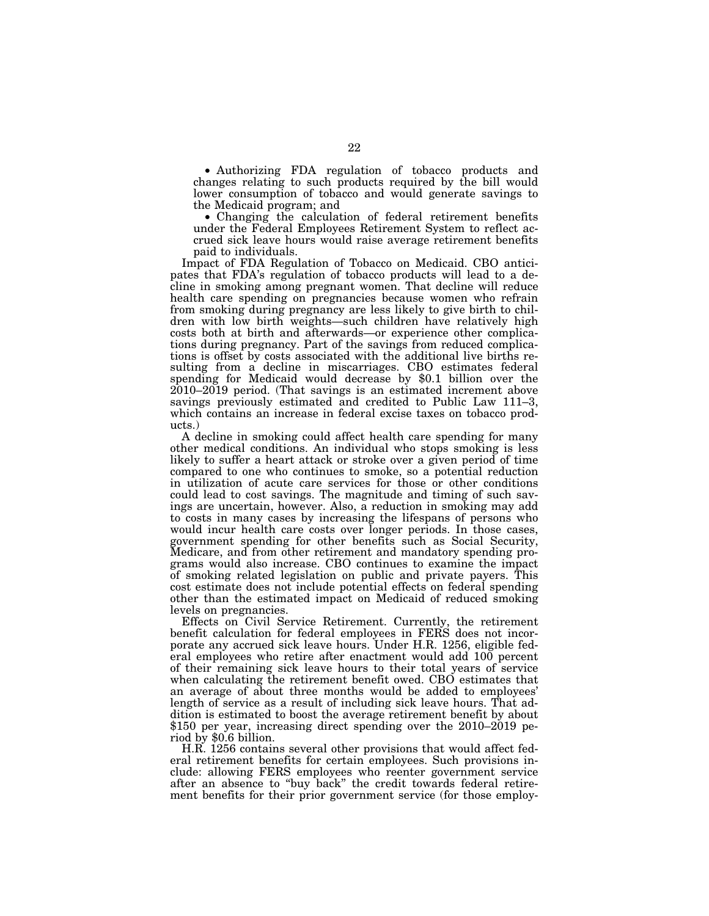- Authorizing FDA regulation of tobacco products and changes relating to such products required by the bill would lower consumption of tobacco and would generate savings to the Medicaid program; and
- Changing the calculation of federal retirement benefits under the Federal Employees Retirement System to reflect accrued sick leave hours would raise average retirement benefits paid to individuals.

Impact of FDA Regulation of Tobacco on Medicaid. CBO anticipates that FDA's regulation of tobacco products will lead to a decline in smoking among pregnant women. That decline will reduce health care spending on pregnancies because women who refrain from smoking during pregnancy are less likely to give birth to children with low birth weights—such children have relatively high costs both at birth and afterwards—or experience other complications during pregnancy. Part of the savings from reduced complications is offset by costs associated with the additional live births resulting from a decline in miscarriages. CBO estimates federal spending for Medicaid would decrease by $0.1 billion over the 2010–2019 period. (That savings is an estimated increment above savings previously estimated and credited to Public Law 111–3, which contains an increase in federal excise taxes on tobacco products.)

A decline in smoking could affect health care spending for many other medical conditions. An individual who stops smoking is less likely to suffer a heart attack or stroke over a given period of time compared to one who continues to smoke, so a potential reduction in utilization of acute care services for those or other conditions could lead to cost savings. The magnitude and timing of such savings are uncertain, however. Also, a reduction in smoking may add to costs in many cases by increasing the lifespans of persons who would incur health care costs over longer periods. In those cases, government spending for other benefits such as Social Security, Medicare, and from other retirement and mandatory spending programs would also increase. CBO continues to examine the impact of smoking related legislation on public and private payers. This cost estimate does not include potential effects on federal spending other than the estimated impact on Medicaid of reduced smoking levels on pregnancies.

Effects on Civil Service Retirement. Currently, the retirement benefit calculation for federal employees in FERS does not incorporate any accrued sick leave hours. Under H.R. 1256, eligible federal employees who retire after enactment would add 100 percent of their remaining sick leave hours to their total years of service when calculating the retirement benefit owed. CBO estimates that an average of about three months would be added to employees' length of service as a result of including sick leave hours. That addition is estimated to boost the average retirement benefit by about $150 per year, increasing direct spending over the 2010–2019 period by $0.6 billion.

H.R. 1256 contains several other provisions that would affect federal retirement benefits for certain employees. Such provisions include: allowing FERS employees who reenter government service after an absence to "buy back" the credit towards federal retirement benefits for their prior government service (for those employ-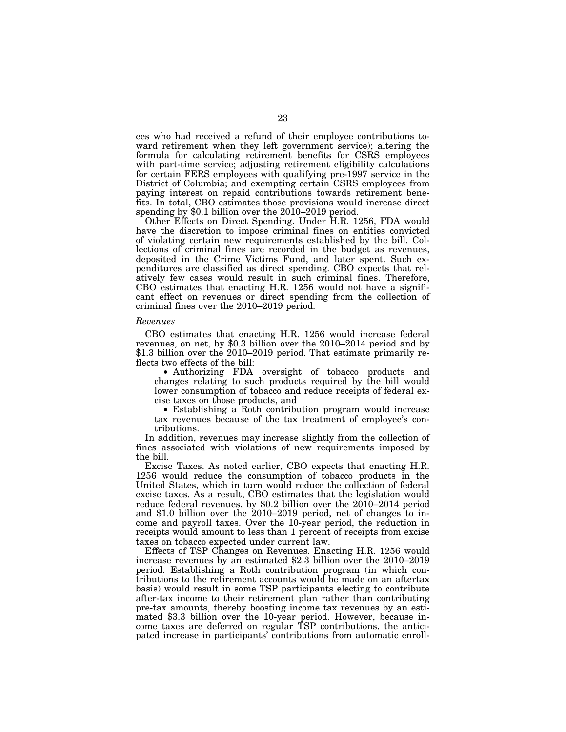ees who had received a refund of their employee contributions toward retirement when they left government service); altering the formula for calculating retirement benefits for CSRS employees with part-time service; adjusting retirement eligibility calculations for certain FERS employees with qualifying pre-1997 service in the District of Columbia; and exempting certain CSRS employees from paying interest on repaid contributions towards retirement benefits. In total, CBO estimates those provisions would increase direct spending by $0.1 billion over the 2010–2019 period.

Other Effects on Direct Spending. Under H.R. 1256, FDA would have the discretion to impose criminal fines on entities convicted of violating certain new requirements established by the bill. Collections of criminal fines are recorded in the budget as revenues, deposited in the Crime Victims Fund, and later spent. Such expenditures are classified as direct spending. CBO expects that relatively few cases would result in such criminal fines. Therefore, CBO estimates that enacting H.R. 1256 would not have a significant effect on revenues or direct spending from the collection of criminal fines over the 2010–2019 period.

*Revenues*

CBO estimates that enacting H.R. 1256 would increase federal revenues, on net, by $0.3 billion over the 2010–2014 period and by $1.3 billion over the 2010–2019 period. That estimate primarily reflects two effects of the bill:

- Authorizing FDA oversight of tobacco products and changes relating to such products required by the bill would lower consumption of tobacco and reduce receipts of federal excise taxes on those products, and
- Establishing a Roth contribution program would increase tax revenues because of the tax treatment of employee's contributions.

In addition, revenues may increase slightly from the collection of fines associated with violations of new requirements imposed by the bill.

Excise Taxes. As noted earlier, CBO expects that enacting H.R. 1256 would reduce the consumption of tobacco products in the United States, which in turn would reduce the collection of federal excise taxes. As a result, CBO estimates that the legislation would reduce federal revenues, by $0.2 billion over the 2010–2014 period and $1.0 billion over the 2010–2019 period, net of changes to income and payroll taxes. Over the 10-year period, the reduction in receipts would amount to less than 1 percent of receipts from excise taxes on tobacco expected under current law.

Effects of TSP Changes on Revenues. Enacting H.R. 1256 would increase revenues by an estimated $2.3 billion over the 2010–2019 period. Establishing a Roth contribution program (in which contributions to the retirement accounts would be made on an aftertax basis) would result in some TSP participants electing to contribute after-tax income to their retirement plan rather than contributing pre-tax amounts, thereby boosting income tax revenues by an estimated $3.3 billion over the 10-year period. However, because income taxes are deferred on regular TSP contributions, the anticipated increase in participants' contributions from automatic enroll-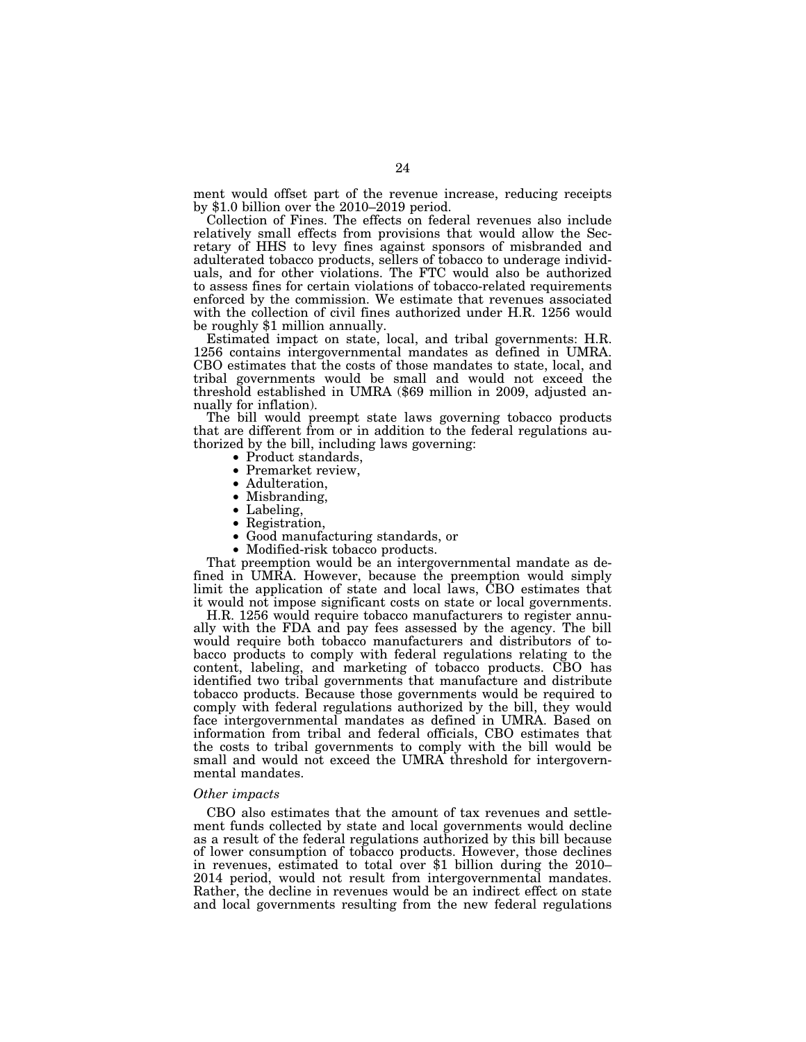ment would offset part of the revenue increase, reducing receipts by $1.0 billion over the 2010–2019 period.

Collection of Fines. The effects on federal revenues also include relatively small effects from provisions that would allow the Secretary of HHS to levy fines against sponsors of misbranded and adulterated tobacco products, sellers of tobacco to underage individuals, and for other violations. The FTC would also be authorized to assess fines for certain violations of tobacco-related requirements enforced by the commission. We estimate that revenues associated with the collection of civil fines authorized under H.R. 1256 would be roughly $1 million annually.

Estimated impact on state, local, and tribal governments: H.R. 1256 contains intergovernmental mandates as defined in UMRA. CBO estimates that the costs of those mandates to state, local, and tribal governments would be small and would not exceed the threshold established in UMRA ($69 million in 2009, adjusted annually for inflation).

The bill would preempt state laws governing tobacco products that are different from or in addition to the federal regulations authorized by the bill, including laws governing:

- Product standards,
- Premarket review,
- Adulteration,
- Misbranding,
- Labeling,
- Registration,
- Good manufacturing standards, or
- Modified-risk tobacco products.

That preemption would be an intergovernmental mandate as defined in UMRA. However, because the preemption would simply limit the application of state and local laws, CBO estimates that it would not impose significant costs on state or local governments.

H.R. 1256 would require tobacco manufacturers to register annually with the FDA and pay fees assessed by the agency. The bill would require both tobacco manufacturers and distributors of tobacco products to comply with federal regulations relating to the content, labeling, and marketing of tobacco products. CBO has identified two tribal governments that manufacture and distribute tobacco products. Because those governments would be required to comply with federal regulations authorized by the bill, they would face intergovernmental mandates as defined in UMRA. Based on information from tribal and federal officials, CBO estimates that the costs to tribal governments to comply with the bill would be small and would not exceed the UMRA threshold for intergovernmental mandates.

*Other impacts*

CBO also estimates that the amount of tax revenues and settlement funds collected by state and local governments would decline as a result of the federal regulations authorized by this bill because of lower consumption of tobacco products. However, those declines in revenues, estimated to total over $1 billion during the 2010–2014 period, would not result from intergovernmental mandates. Rather, the decline in revenues would be an indirect effect on state and local governments resulting from the new federal regulations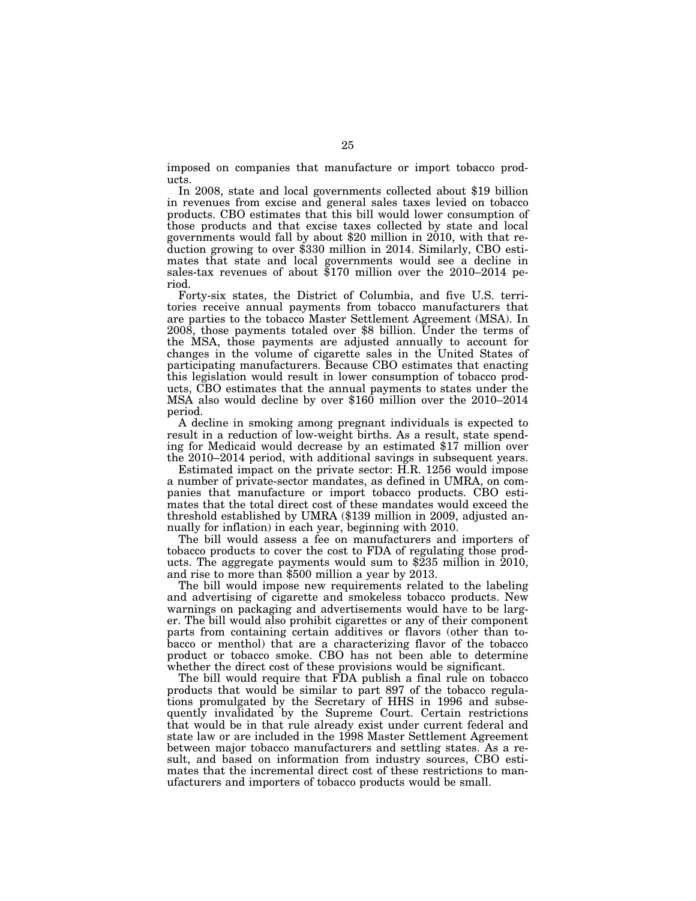imposed on companies that manufacture or import tobacco products.

In 2008, state and local governments collected about $19 billion in revenues from excise and general sales taxes levied on tobacco products. CBO estimates that this bill would lower consumption of those products and that excise taxes collected by state and local governments would fall by about $20 million in 2010, with that reduction growing to over $330 million in 2014. Similarly, CBO estimates that state and local governments would see a decline in sales-tax revenues of about $170 million over the 2010–2014 period.

Forty-six states, the District of Columbia, and five U.S. territories receive annual payments from tobacco manufacturers that are parties to the tobacco Master Settlement Agreement (MSA). In 2008, those payments totaled over $8 billion. Under the terms of the MSA, those payments are adjusted annually to account for changes in the volume of cigarette sales in the United States of participating manufacturers. Because CBO estimates that enacting this legislation would result in lower consumption of tobacco products, CBO estimates that the annual payments to states under the MSA also would decline by over $160 million over the 2010–2014 period.

A decline in smoking among pregnant individuals is expected to result in a reduction of low-weight births. As a result, state spending for Medicaid would decrease by an estimated $17 million over the 2010–2014 period, with additional savings in subsequent years.

Estimated impact on the private sector: H.R. 1256 would impose a number of private-sector mandates, as defined in UMRA, on companies that manufacture or import tobacco products. CBO estimates that the total direct cost of these mandates would exceed the threshold established by UMRA ($139 million in 2009, adjusted annually for inflation) in each year, beginning with 2010.

The bill would assess a fee on manufacturers and importers of tobacco products to cover the cost to FDA of regulating those products. The aggregate payments would sum to $235 million in 2010, and rise to more than $500 million a year by 2013.

The bill would impose new requirements related to the labeling and advertising of cigarette and smokeless tobacco products. New warnings on packaging and advertisements would have to be larger. The bill would also prohibit cigarettes or any of their component parts from containing certain additives or flavors (other than tobacco or menthol) that are a characterizing flavor of the tobacco product or tobacco smoke. CBO has not been able to determine whether the direct cost of these provisions would be significant.

The bill would require that FDA publish a final rule on tobacco products that would be similar to part 897 of the tobacco regulations promulgated by the Secretary of HHS in 1996 and subsequently invalidated by the Supreme Court. Certain restrictions that would be in that rule already exist under current federal and state law or are included in the 1998 Master Settlement Agreement between major tobacco manufacturers and settling states. As a result, and based on information from industry sources, CBO estimates that the incremental direct cost of these restrictions to manufacturers and importers of tobacco products would be small.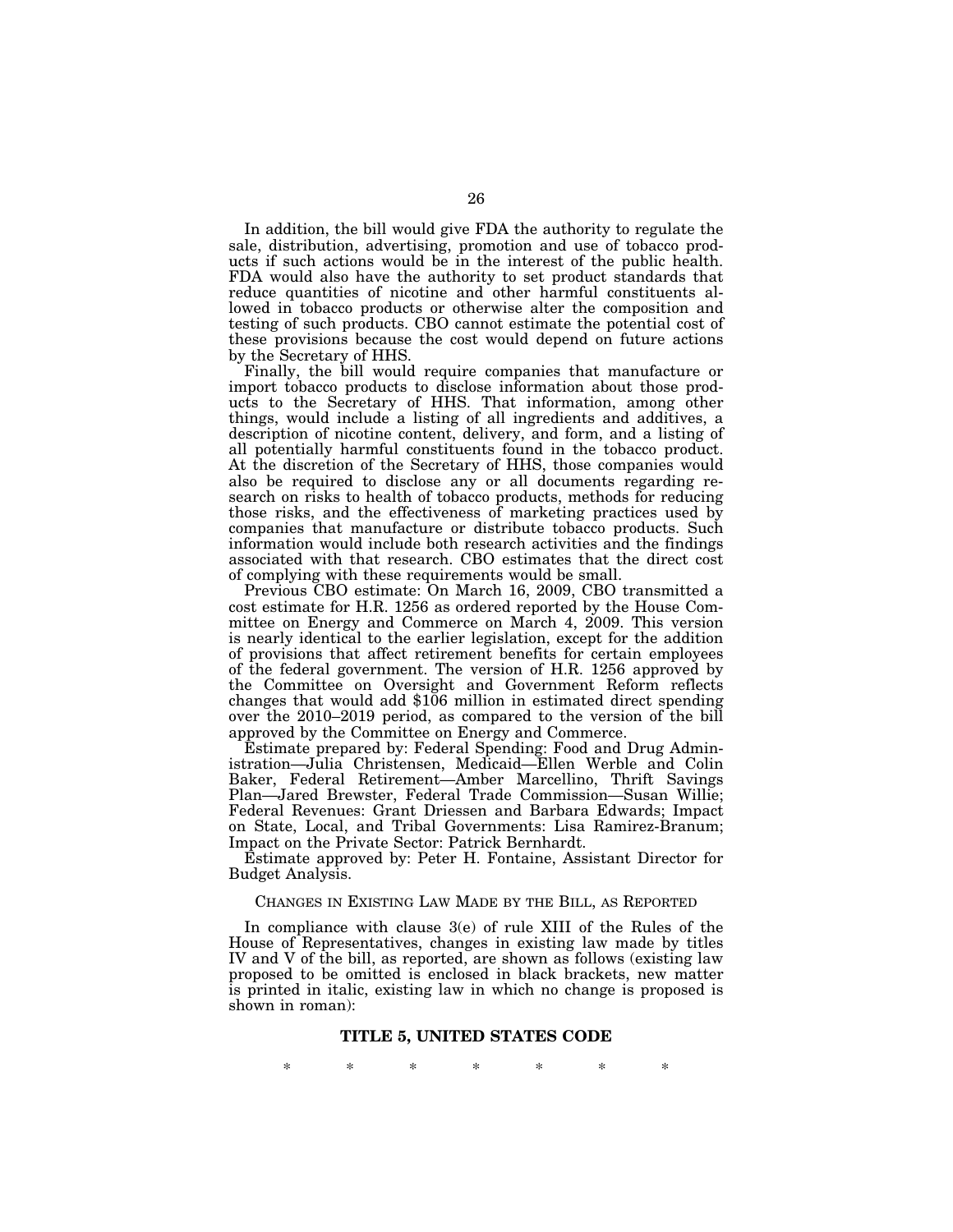In addition, the bill would give FDA the authority to regulate the sale, distribution, advertising, promotion and use of tobacco products if such actions would be in the interest of the public health. FDA would also have the authority to set product standards that reduce quantities of nicotine and other harmful constituents allowed in tobacco products or otherwise alter the composition and testing of such products. CBO cannot estimate the potential cost of these provisions because the cost would depend on future actions by the Secretary of HHS.

Finally, the bill would require companies that manufacture or import tobacco products to disclose information about those products to the Secretary of HHS. That information, among other things, would include a listing of all ingredients and additives, a description of nicotine content, delivery, and form, and a listing of all potentially harmful constituents found in the tobacco product. At the discretion of the Secretary of HHS, those companies would also be required to disclose any or all documents regarding research on risks to health of tobacco products, methods for reducing those risks, and the effectiveness of marketing practices used by companies that manufacture or distribute tobacco products. Such information would include both research activities and the findings associated with that research. CBO estimates that the direct cost of complying with these requirements would be small.

Previous CBO estimate: On March 16, 2009, CBO transmitted a cost estimate for H.R. 1256 as ordered reported by the House Committee on Energy and Commerce on March 4, 2009. This version is nearly identical to the earlier legislation, except for the addition of provisions that affect retirement benefits for certain employees of the federal government. The version of H.R. 1256 approved by the Committee on Oversight and Government Reform reflects changes that would add $106 million in estimated direct spending over the 2010–2019 period, as compared to the version of the bill approved by the Committee on Energy and Commerce.

Estimate prepared by: Federal Spending: Food and Drug Administration—Julia Christensen, Medicaid—Ellen Werble and Colin Baker, Federal Retirement—Amber Marcellino, Thrift Savings Plan—Jared Brewster, Federal Trade Commission—Susan Willie; Federal Revenues: Grant Driessen and Barbara Edwards; Impact on State, Local, and Tribal Governments: Lisa Ramirez-Branum; Impact on the Private Sector: Patrick Bernhardt.

Estimate approved by: Peter H. Fontaine, Assistant Director for Budget Analysis.

## CHANGES IN EXISTING LAW MADE BY THE BILL, AS REPORTED

In compliance with clause 3(e) of rule XIII of the Rules of the House of Representatives, changes in existing law made by titles IV and V of the bill, as reported, are shown as follows (existing law proposed to be omitted is enclosed in black brackets, new matter is printed in italic, existing law in which no change is proposed is shown in roman):

## TITLE 5, UNITED STATES CODE

\* \* \* \* \* \* \*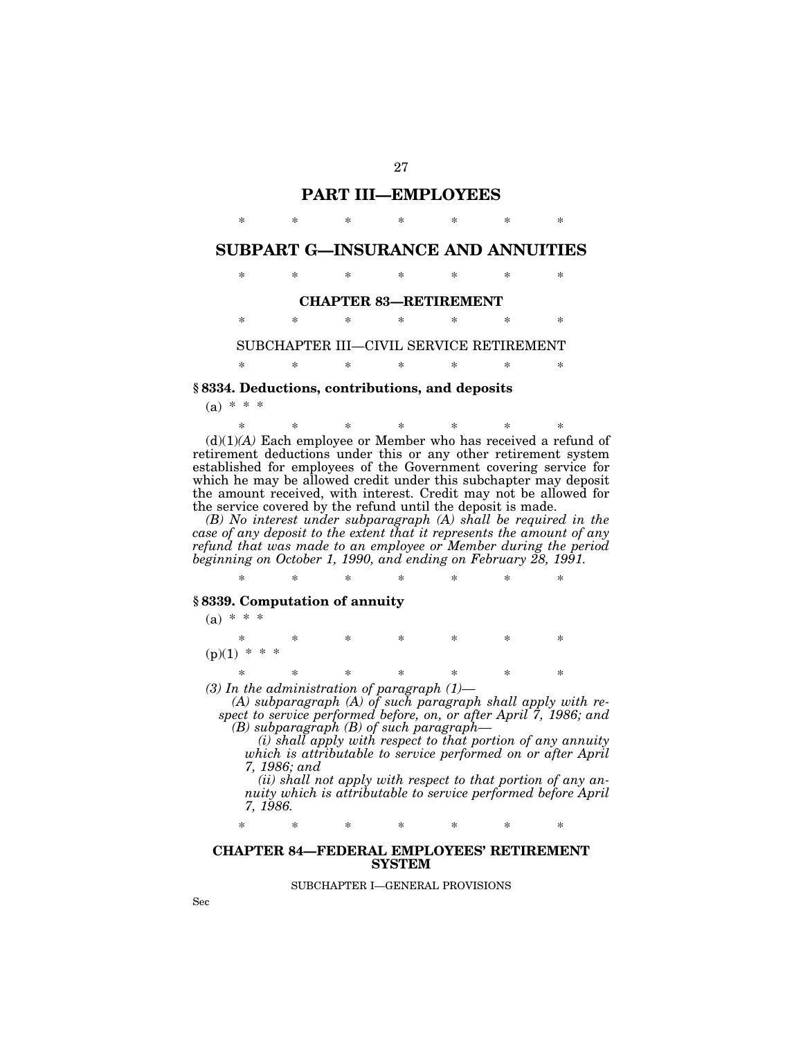# PART III—EMPLOYEES

\* \* \* \* \* \* \*

# SUBPART G—INSURANCE AND ANNUITIES

\* \* \* \* \* \* \*

## CHAPTER 83—RETIREMENT

\* \* \* \* \* \* \*

### SUBCHAPTER III—CIVIL SERVICE RETIREMENT

\* \* \* \* \* \* \*

**§ 8334. Deductions, contributions, and deposits**

(a) \* \* \*

\* \* \* \* \* \* \*

(d)(1)*(A)* Each employee or Member who has received a refund of retirement deductions under this or any other retirement system established for employees of the Government covering service for which he may be allowed credit under this subchapter may deposit the amount received, with interest. Credit may not be allowed for the service covered by the refund until the deposit is made.

*(B) No interest under subparagraph (A) shall be required in the case of any deposit to the extent that it represents the amount of any refund that was made to an employee or Member during the period beginning on October 1, 1990, and ending on February 28, 1991.*

\* \* \* \* \* \* \*

**§ 8339. Computation of annuity**

(a) \* \* \*

\* \* \* \* \* \* \*

(p)(1) \* \* \*

\* \* \* \* \* \* \*

*(3) In the administration of paragraph (1)—*

*(A) subparagraph (A) of such paragraph shall apply with respect to service performed before, on, or after April 7, 1986; and*

*(B) subparagraph (B) of such paragraph—*

*(i) shall apply with respect to that portion of any annuity which is attributable to service performed on or after April 7, 1986; and*

*(ii) shall not apply with respect to that portion of any annuity which is attributable to service performed before April 7, 1986.*

\* \* \* \* \* \* \*

## CHAPTER 84—FEDERAL EMPLOYEES' RETIREMENT SYSTEM

SUBCHAPTER I—GENERAL PROVISIONS

Sec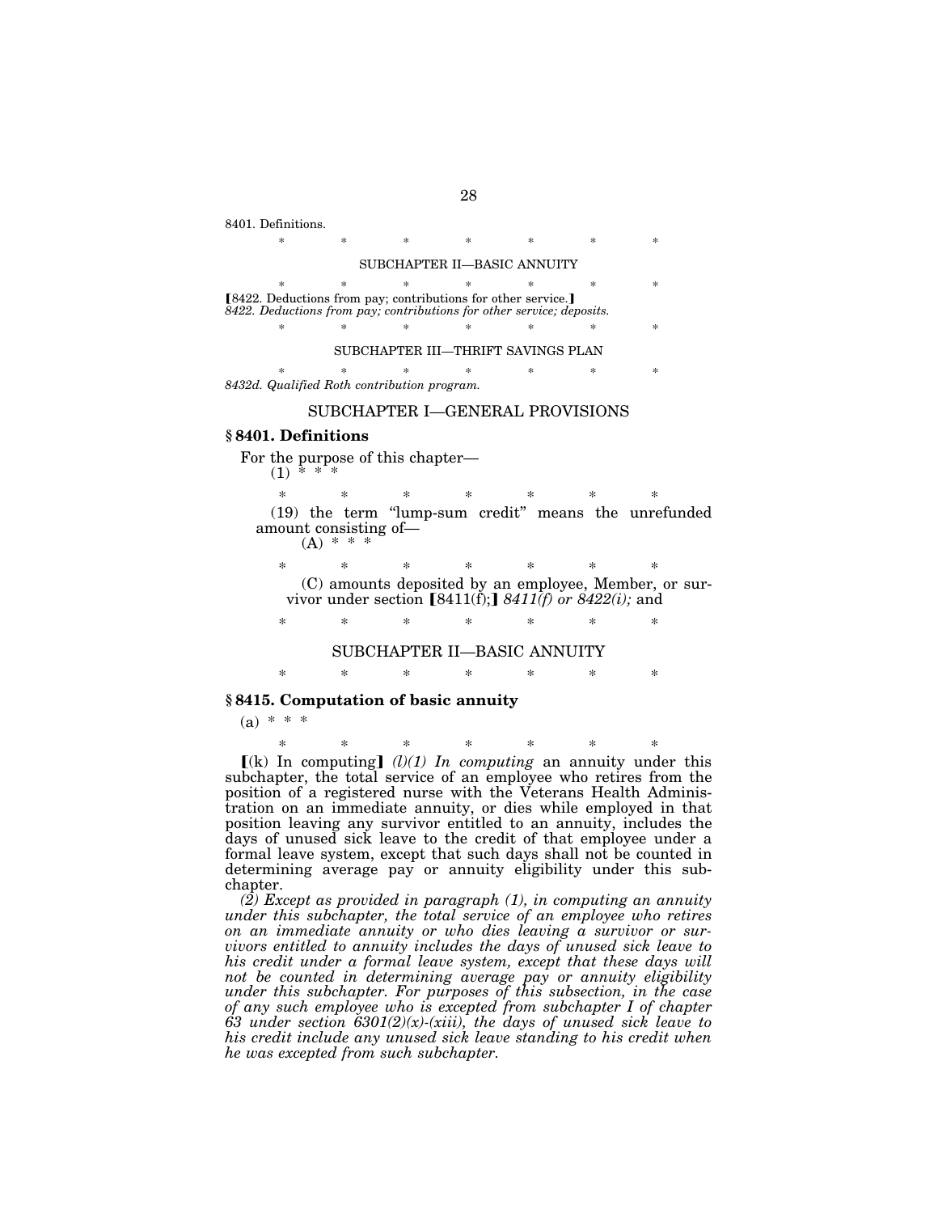8401. Definitions.

\* \* \* \* \* \* \*

SUBCHAPTER II—BASIC ANNUITY

\* \* \* \* \* \* \*

[8422. Deductions from pay; contributions for other service.]

*8422. Deductions from pay; contributions for other service; deposits.*

\* \* \* \* \* \* \*

SUBCHAPTER III—THRIFT SAVINGS PLAN

\* \* \* \* \* \* \*

*8432d. Qualified Roth contribution program.*

## SUBCHAPTER I—GENERAL PROVISIONS

### § 8401. Definitions

For the purpose of this chapter—

(1) \* \* \*

\* \* \* \* \* \* \*

(19) the term "lump-sum credit" means the unrefunded amount consisting of—

(A) \* \* \*

\* \* \* \* \* \* \*

(C) amounts deposited by an employee, Member, or survivor under section [8411(f);] *8411(f) or 8422(i);* and

\* \* \* \* \* \* \*

## SUBCHAPTER II—BASIC ANNUITY

\* \* \* \* \* \* \*

### § 8415. Computation of basic annuity

(a) \* \* \*

\* \* \* \* \* \* \*

[(k) In computing] *(l)(1) In computing* an annuity under this subchapter, the total service of an employee who retires from the position of a registered nurse with the Veterans Health Administration on an immediate annuity, or dies while employed in that position leaving any survivor entitled to an annuity, includes the days of unused sick leave to the credit of that employee under a formal leave system, except that such days shall not be counted in determining average pay or annuity eligibility under this subchapter.

*(2) Except as provided in paragraph (1), in computing an annuity under this subchapter, the total service of an employee who retires on an immediate annuity or who dies leaving a survivor or survivors entitled to annuity includes the days of unused sick leave to his credit under a formal leave system, except that these days will not be counted in determining average pay or annuity eligibility under this subchapter. For purposes of this subsection, in the case of any such employee who is excepted from subchapter I of chapter 63 under section 6301(2)(x)-(xiii), the days of unused sick leave to his credit include any unused sick leave standing to his credit when he was excepted from such subchapter.*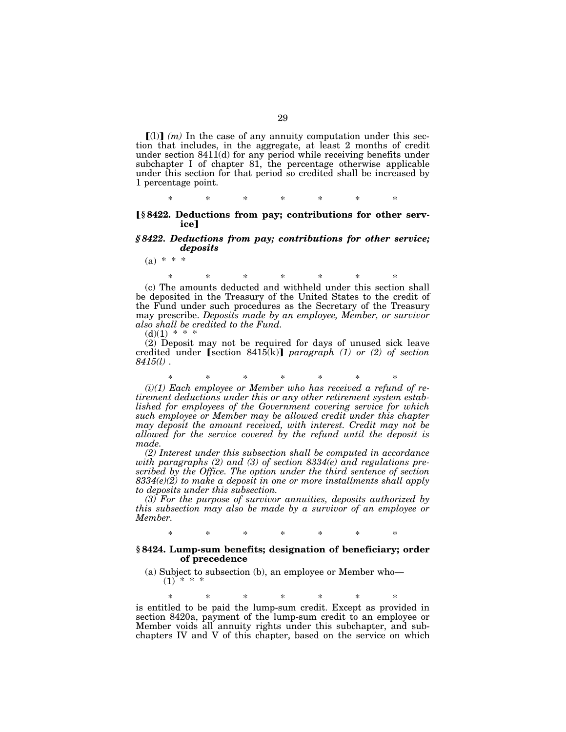【(l)】 *(m)* In the case of any annuity computation under this section that includes, in the aggregate, at least 2 months of credit under section 8411(d) for any period while receiving benefits under subchapter I of chapter 81, the percentage otherwise applicable under this section for that period so credited shall be increased by 1 percentage point.

\* \* \* \* \* \* \*

**【§ 8422. Deductions from pay; contributions for other service】**

***§ 8422. Deductions from pay; contributions for other service; deposits***

(a) \* \* \*

\* \* \* \* \* \* \*

(c) The amounts deducted and withheld under this section shall be deposited in the Treasury of the United States to the credit of the Fund under such procedures as the Secretary of the Treasury may prescribe. *Deposits made by an employee, Member, or survivor also shall be credited to the Fund.*

(d)(1) \* \* \*

(2) Deposit may not be required for days of unused sick leave credited under 【section 8415(k)】 *paragraph (1) or (2) of section 8415(l)* .

\* \* \* \* \* \* \*

*(i)(1) Each employee or Member who has received a refund of retirement deductions under this or any other retirement system established for employees of the Government covering service for which such employee or Member may be allowed credit under this chapter may deposit the amount received, with interest. Credit may not be allowed for the service covered by the refund until the deposit is made.*

*(2) Interest under this subsection shall be computed in accordance with paragraphs (2) and (3) of section 8334(e) and regulations prescribed by the Office. The option under the third sentence of section 8334(e)(2) to make a deposit in one or more installments shall apply to deposits under this subsection.*

*(3) For the purpose of survivor annuities, deposits authorized by this subsection may also be made by a survivor of an employee or Member.*

\* \* \* \* \* \* \*

**§ 8424. Lump-sum benefits; designation of beneficiary; order of precedence**

(a) Subject to subsection (b), an employee or Member who—

(1) \* \* \*

\* \* \* \* \* \* \*

is entitled to be paid the lump-sum credit. Except as provided in section 8420a, payment of the lump-sum credit to an employee or Member voids all annuity rights under this subchapter, and subchapters IV and V of this chapter, based on the service on which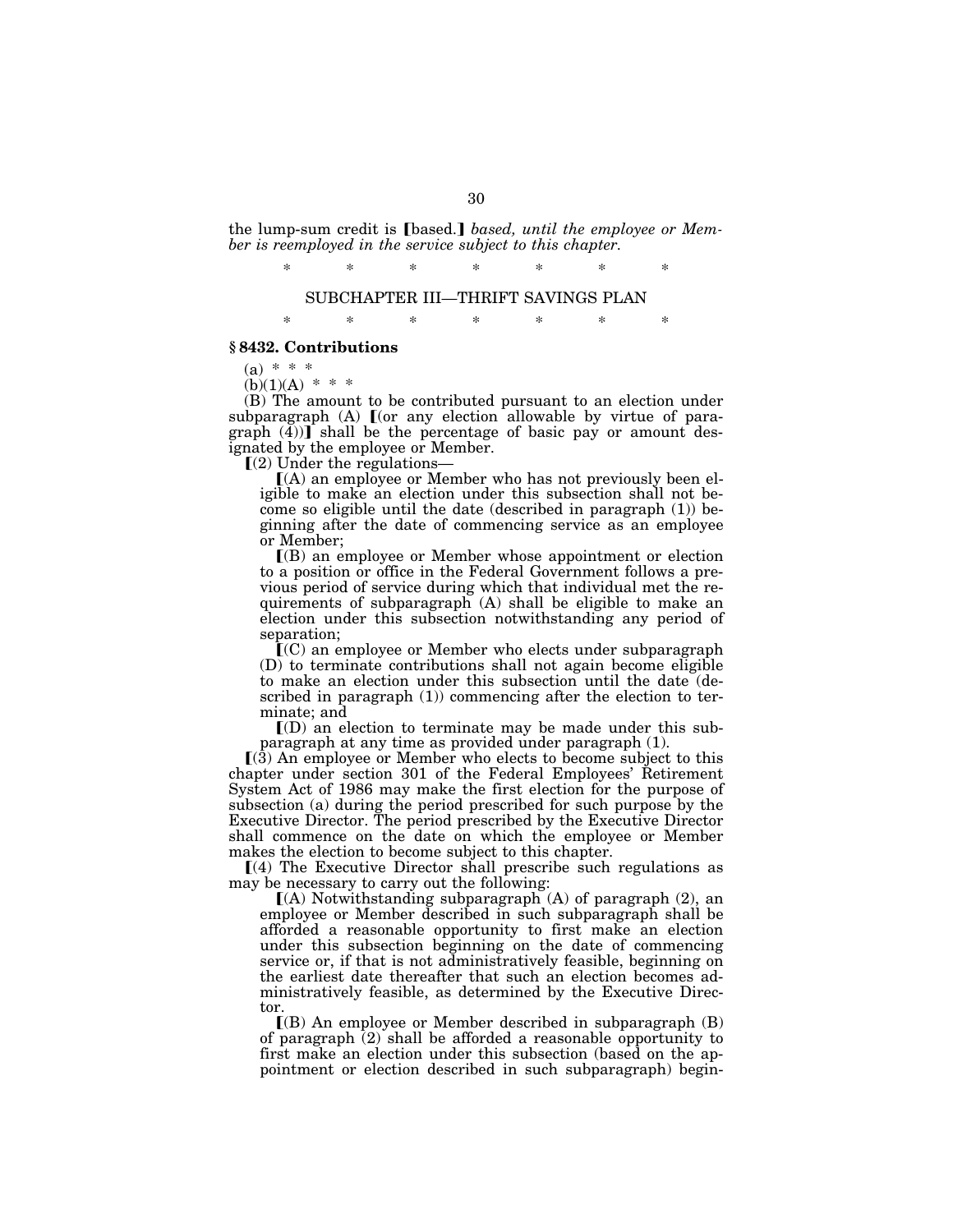the lump-sum credit is ⟦based.⟧ *based, until the employee or Member is reemployed in the service subject to this chapter.*

\* \* \* \* \* \* \*

SUBCHAPTER III—THRIFT SAVINGS PLAN

\* \* \* \* \* \* \*

### § 8432. Contributions

(a) \* \* \*

(b)(1)(A) \* \* \*

(B) The amount to be contributed pursuant to an election under subparagraph (A) ⟦(or any election allowable by virtue of paragraph (4))⟧ shall be the percentage of basic pay or amount designated by the employee or Member.

⟦(2) Under the regulations—

⟦(A) an employee or Member who has not previously been eligible to make an election under this subsection shall not become so eligible until the date (described in paragraph (1)) beginning after the date of commencing service as an employee or Member;

⟦(B) an employee or Member whose appointment or election to a position or office in the Federal Government follows a previous period of service during which that individual met the requirements of subparagraph (A) shall be eligible to make an election under this subsection notwithstanding any period of separation;

⟦(C) an employee or Member who elects under subparagraph (D) to terminate contributions shall not again become eligible to make an election under this subsection until the date (described in paragraph (1)) commencing after the election to terminate; and

⟦(D) an election to terminate may be made under this subparagraph at any time as provided under paragraph (1).

⟦(3) An employee or Member who elects to become subject to this chapter under section 301 of the Federal Employees' Retirement System Act of 1986 may make the first election for the purpose of subsection (a) during the period prescribed for such purpose by the Executive Director. The period prescribed by the Executive Director shall commence on the date on which the employee or Member makes the election to become subject to this chapter.

⟦(4) The Executive Director shall prescribe such regulations as may be necessary to carry out the following:

⟦(A) Notwithstanding subparagraph (A) of paragraph (2), an employee or Member described in such subparagraph shall be afforded a reasonable opportunity to first make an election under this subsection beginning on the date of commencing service or, if that is not administratively feasible, beginning on the earliest date thereafter that such an election becomes administratively feasible, as determined by the Executive Director.

⟦(B) An employee or Member described in subparagraph (B) of paragraph (2) shall be afforded a reasonable opportunity to first make an election under this subsection (based on the appointment or election described in such subparagraph) begin-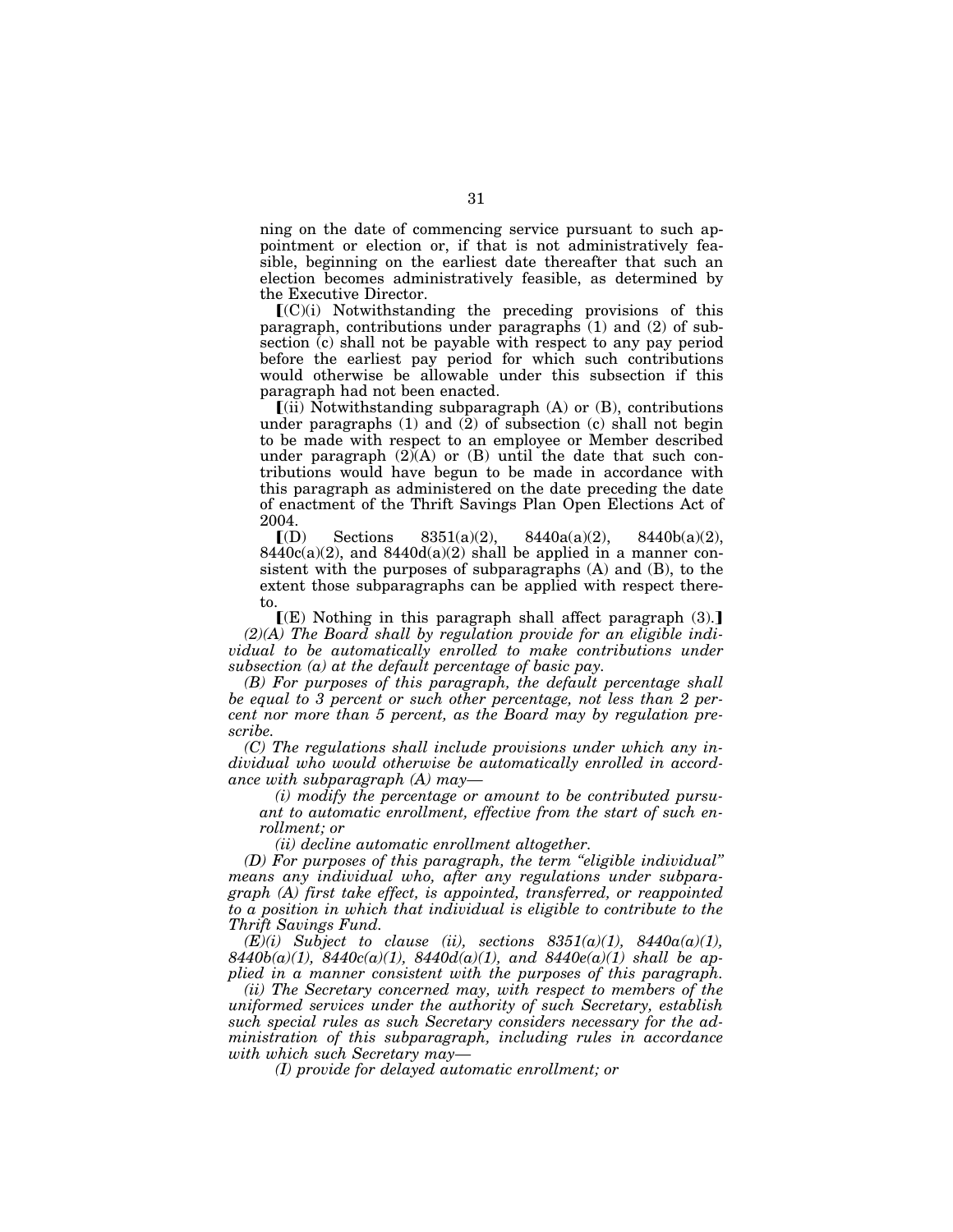ning on the date of commencing service pursuant to such appointment or election or, if that is not administratively feasible, beginning on the earliest date thereafter that such an election becomes administratively feasible, as determined by the Executive Director.

⟦(C)(i) Notwithstanding the preceding provisions of this paragraph, contributions under paragraphs (1) and (2) of subsection (c) shall not be payable with respect to any pay period before the earliest pay period for which such contributions would otherwise be allowable under this subsection if this paragraph had not been enacted.

⟦(ii) Notwithstanding subparagraph (A) or (B), contributions under paragraphs (1) and (2) of subsection (c) shall not begin to be made with respect to an employee or Member described under paragraph (2)(A) or (B) until the date that such contributions would have begun to be made in accordance with this paragraph as administered on the date preceding the date of enactment of the Thrift Savings Plan Open Elections Act of 2004.

⟦(D) Sections 8351(a)(2), 8440a(a)(2), 8440b(a)(2), 8440c(a)(2), and 8440d(a)(2) shall be applied in a manner consistent with the purposes of subparagraphs (A) and (B), to the extent those subparagraphs can be applied with respect thereto.

⟦(E) Nothing in this paragraph shall affect paragraph (3).⟧

*(2)(A) The Board shall by regulation provide for an eligible individual to be automatically enrolled to make contributions under subsection (a) at the default percentage of basic pay.*

*(B) For purposes of this paragraph, the default percentage shall be equal to 3 percent or such other percentage, not less than 2 percent nor more than 5 percent, as the Board may by regulation prescribe.*

*(C) The regulations shall include provisions under which any individual who would otherwise be automatically enrolled in accordance with subparagraph (A) may—*

*(i) modify the percentage or amount to be contributed pursuant to automatic enrollment, effective from the start of such enrollment; or*

*(ii) decline automatic enrollment altogether.*

*(D) For purposes of this paragraph, the term "eligible individual" means any individual who, after any regulations under subparagraph (A) first take effect, is appointed, transferred, or reappointed to a position in which that individual is eligible to contribute to the Thrift Savings Fund.*

*(E)(i) Subject to clause (ii), sections 8351(a)(1), 8440a(a)(1), 8440b(a)(1), 8440c(a)(1), 8440d(a)(1), and 8440e(a)(1) shall be applied in a manner consistent with the purposes of this paragraph.*

*(ii) The Secretary concerned may, with respect to members of the uniformed services under the authority of such Secretary, establish such special rules as such Secretary considers necessary for the administration of this subparagraph, including rules in accordance with which such Secretary may—*

*(I) provide for delayed automatic enrollment; or*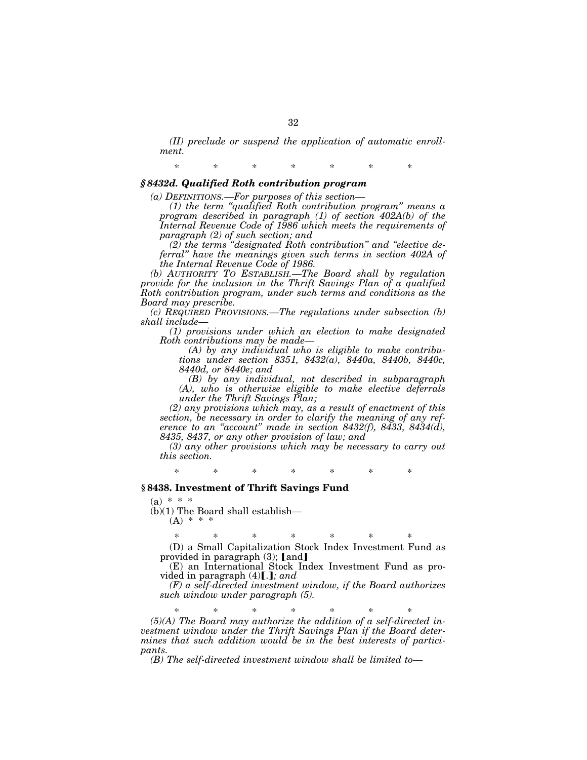*(II) preclude or suspend the application of automatic enrollment.*

\* \* \* \* \* \* \*

### *§ 8432d. Qualified Roth contribution program*

*(a) DEFINITIONS.—For purposes of this section—*

*(1) the term "qualified Roth contribution program" means a program described in paragraph (1) of section 402A(b) of the Internal Revenue Code of 1986 which meets the requirements of paragraph (2) of such section; and*

*(2) the terms "designated Roth contribution" and "elective deferral" have the meanings given such terms in section 402A of the Internal Revenue Code of 1986.*

*(b) AUTHORITY TO ESTABLISH.—The Board shall by regulation provide for the inclusion in the Thrift Savings Plan of a qualified Roth contribution program, under such terms and conditions as the Board may prescribe.*

*(c) REQUIRED PROVISIONS.—The regulations under subsection (b) shall include—*

*(1) provisions under which an election to make designated Roth contributions may be made—*

*(A) by any individual who is eligible to make contributions under section 8351, 8432(a), 8440a, 8440b, 8440c, 8440d, or 8440e; and*

*(B) by any individual, not described in subparagraph (A), who is otherwise eligible to make elective deferrals under the Thrift Savings Plan;*

*(2) any provisions which may, as a result of enactment of this section, be necessary in order to clarify the meaning of any reference to an "account" made in section 8432(f), 8433, 8434(d), 8435, 8437, or any other provision of law; and*

*(3) any other provisions which may be necessary to carry out this section.*

\* \* \* \* \* \* \*

### **§ 8438. Investment of Thrift Savings Fund**

(a) \* \* \*

(b)(1) The Board shall establish—

(A) \* \* \*

\* \* \* \* \* \* \*

(D) a Small Capitalization Stock Index Investment Fund as provided in paragraph (3); 【and】

(E) an International Stock Index Investment Fund as provided in paragraph (4)【.】*; and*

*(F) a self-directed investment window, if the Board authorizes such window under paragraph (5).*

\* \* \* \* \* \* \*

*(5)(A) The Board may authorize the addition of a self-directed investment window under the Thrift Savings Plan if the Board determines that such addition would be in the best interests of participants.*

*(B) The self-directed investment window shall be limited to—*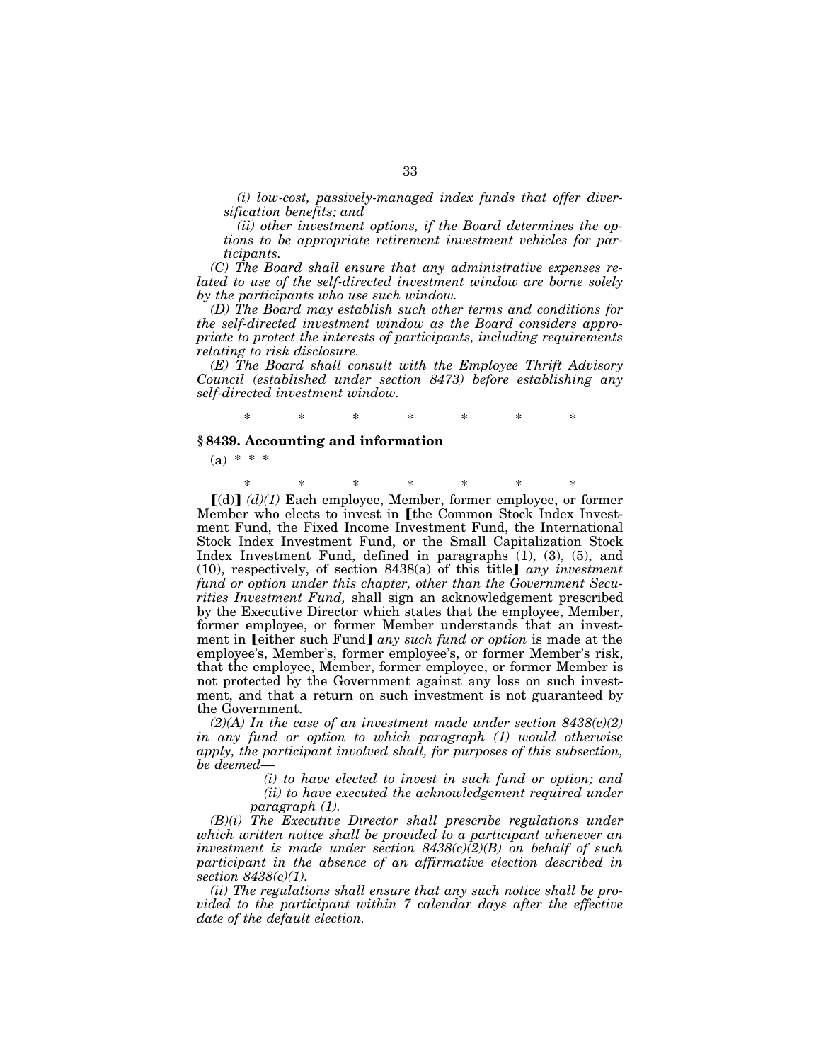*(i) low-cost, passively-managed index funds that offer diversification benefits; and*

*(ii) other investment options, if the Board determines the options to be appropriate retirement investment vehicles for participants.*

*(C) The Board shall ensure that any administrative expenses related to use of the self-directed investment window are borne solely by the participants who use such window.*

*(D) The Board may establish such other terms and conditions for the self-directed investment window as the Board considers appropriate to protect the interests of participants, including requirements relating to risk disclosure.*

*(E) The Board shall consult with the Employee Thrift Advisory Council (established under section 8473) before establishing any self-directed investment window.*

\* \* \* \* \* \* \*

### § 8439. Accounting and information

(a) \* \* \*

\* \* \* \* \* \* \*

⟦(d)⟧ *(d)(1)* Each employee, Member, former employee, or former Member who elects to invest in ⟦the Common Stock Index Investment Fund, the Fixed Income Investment Fund, the International Stock Index Investment Fund, or the Small Capitalization Stock Index Investment Fund, defined in paragraphs (1), (3), (5), and (10), respectively, of section 8438(a) of this title⟧ *any investment fund or option under this chapter, other than the Government Securities Investment Fund,* shall sign an acknowledgement prescribed by the Executive Director which states that the employee, Member, former employee, or former Member understands that an investment in ⟦either such Fund⟧ *any such fund or option* is made at the employee's, Member's, former employee's, or former Member's risk, that the employee, Member, former employee, or former Member is not protected by the Government against any loss on such investment, and that a return on such investment is not guaranteed by the Government.

*(2)(A) In the case of an investment made under section 8438(c)(2) in any fund or option to which paragraph (1) would otherwise apply, the participant involved shall, for purposes of this subsection, be deemed—*

*(i) to have elected to invest in such fund or option; and*

*(ii) to have executed the acknowledgement required under paragraph (1).*

*(B)(i) The Executive Director shall prescribe regulations under which written notice shall be provided to a participant whenever an investment is made under section 8438(c)(2)(B) on behalf of such participant in the absence of an affirmative election described in section 8438(c)(1).*

*(ii) The regulations shall ensure that any such notice shall be provided to the participant within 7 calendar days after the effective date of the default election.*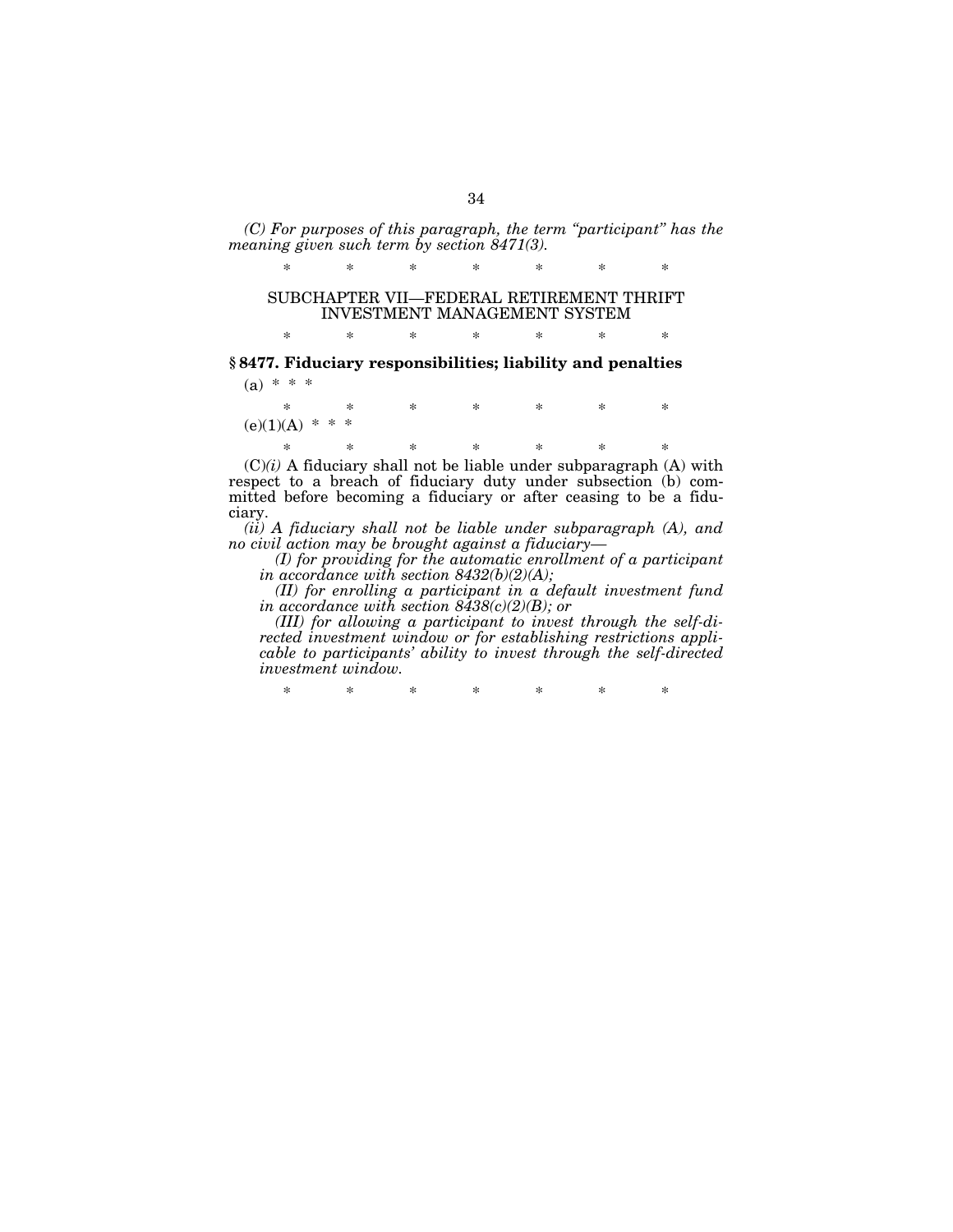*(C) For purposes of this paragraph, the term "participant" has the meaning given such term by section 8471(3).*

\* \* \* \* \* \* \*

SUBCHAPTER VII—FEDERAL RETIREMENT THRIFT INVESTMENT MANAGEMENT SYSTEM

\* \* \* \* \* \* \*

### § 8477. Fiduciary responsibilities; liability and penalties

(a) \* \* \*

\* \* \* \* \* \* \*

(e)(1)(A) \* \* \*

\* \* \* \* \* \* \*

(C)*(i)* A fiduciary shall not be liable under subparagraph (A) with respect to a breach of fiduciary duty under subsection (b) committed before becoming a fiduciary or after ceasing to be a fiduciary.

*(ii) A fiduciary shall not be liable under subparagraph (A), and no civil action may be brought against a fiduciary—*

*(I) for providing for the automatic enrollment of a participant in accordance with section 8432(b)(2)(A);*

*(II) for enrolling a participant in a default investment fund in accordance with section 8438(c)(2)(B); or*

*(III) for allowing a participant to invest through the self-directed investment window or for establishing restrictions applicable to participants' ability to invest through the self-directed investment window.*

\* \* \* \* \* \* \*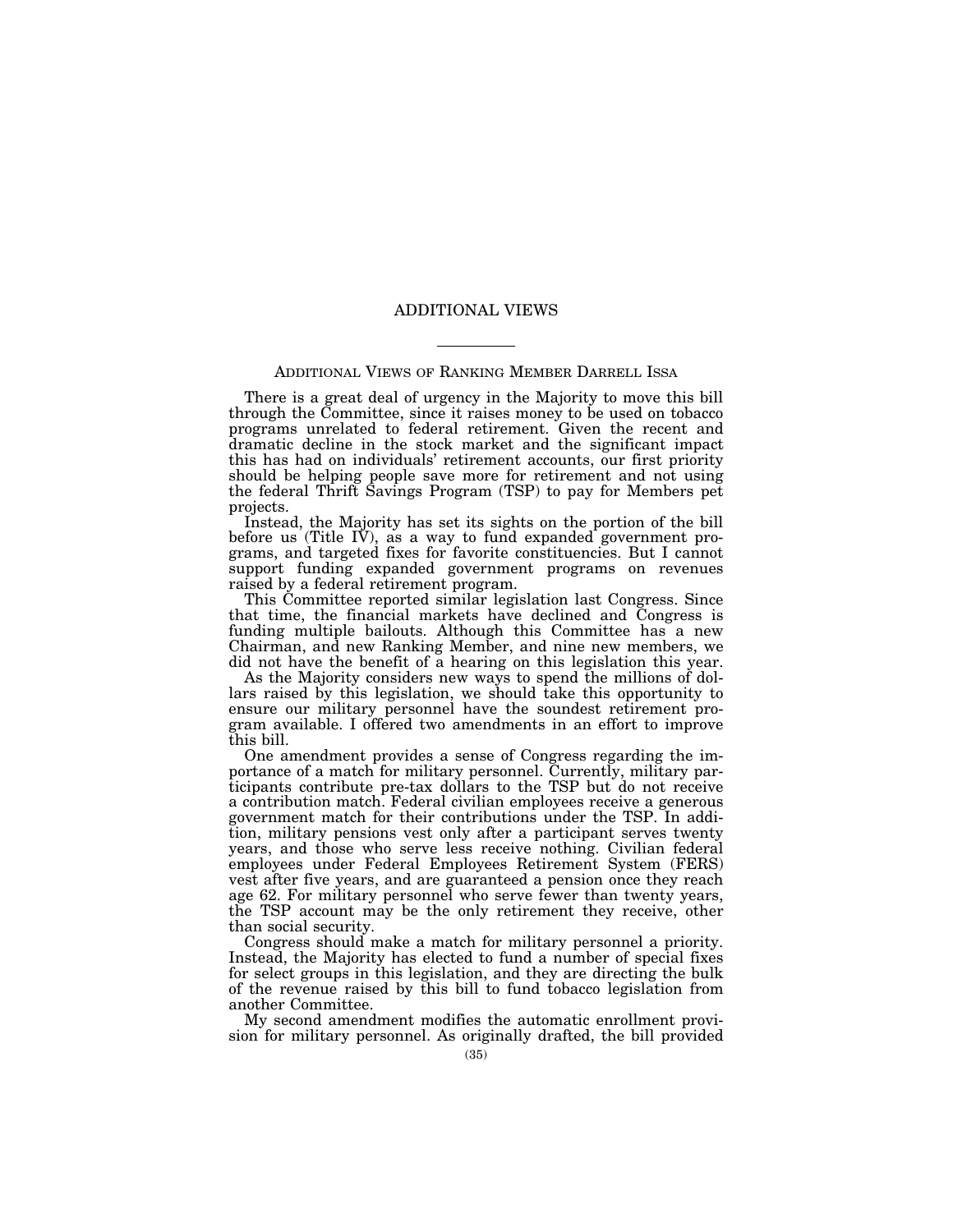# ADDITIONAL VIEWS

## ADDITIONAL VIEWS OF RANKING MEMBER DARRELL ISSA

There is a great deal of urgency in the Majority to move this bill through the Committee, since it raises money to be used on tobacco programs unrelated to federal retirement. Given the recent and dramatic decline in the stock market and the significant impact this has had on individuals' retirement accounts, our first priority should be helping people save more for retirement and not using the federal Thrift Savings Program (TSP) to pay for Members pet projects.

Instead, the Majority has set its sights on the portion of the bill before us (Title IV), as a way to fund expanded government programs, and targeted fixes for favorite constituencies. But I cannot support funding expanded government programs on revenues raised by a federal retirement program.

This Committee reported similar legislation last Congress. Since that time, the financial markets have declined and Congress is funding multiple bailouts. Although this Committee has a new Chairman, and new Ranking Member, and nine new members, we did not have the benefit of a hearing on this legislation this year.

As the Majority considers new ways to spend the millions of dollars raised by this legislation, we should take this opportunity to ensure our military personnel have the soundest retirement program available. I offered two amendments in an effort to improve this bill.

One amendment provides a sense of Congress regarding the importance of a match for military personnel. Currently, military participants contribute pre-tax dollars to the TSP but do not receive a contribution match. Federal civilian employees receive a generous government match for their contributions under the TSP. In addition, military pensions vest only after a participant serves twenty years, and those who serve less receive nothing. Civilian federal employees under Federal Employees Retirement System (FERS) vest after five years, and are guaranteed a pension once they reach age 62. For military personnel who serve fewer than twenty years, the TSP account may be the only retirement they receive, other than social security.

Congress should make a match for military personnel a priority. Instead, the Majority has elected to fund a number of special fixes for select groups in this legislation, and they are directing the bulk of the revenue raised by this bill to fund tobacco legislation from another Committee.

My second amendment modifies the automatic enrollment provision for military personnel. As originally drafted, the bill provided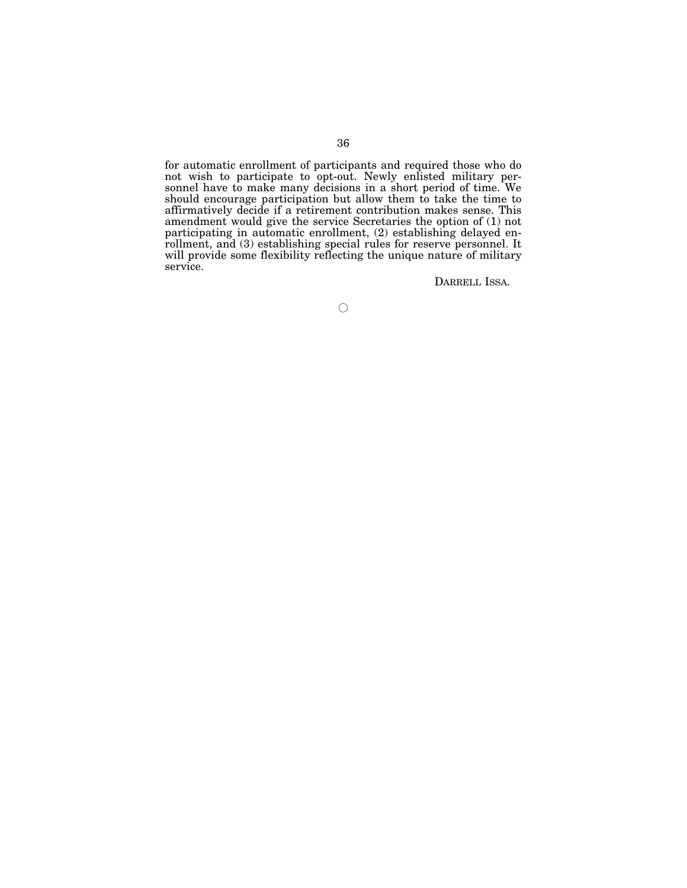for automatic enrollment of participants and required those who do not wish to participate to opt-out. Newly enlisted military personnel have to make many decisions in a short period of time. We should encourage participation but allow them to take the time to affirmatively decide if a retirement contribution makes sense. This amendment would give the service Secretaries the option of (1) not participating in automatic enrollment, (2) establishing delayed enrollment, and (3) establishing special rules for reserve personnel. It will provide some flexibility reflecting the unique nature of military service.

DARRELL ISSA.

○